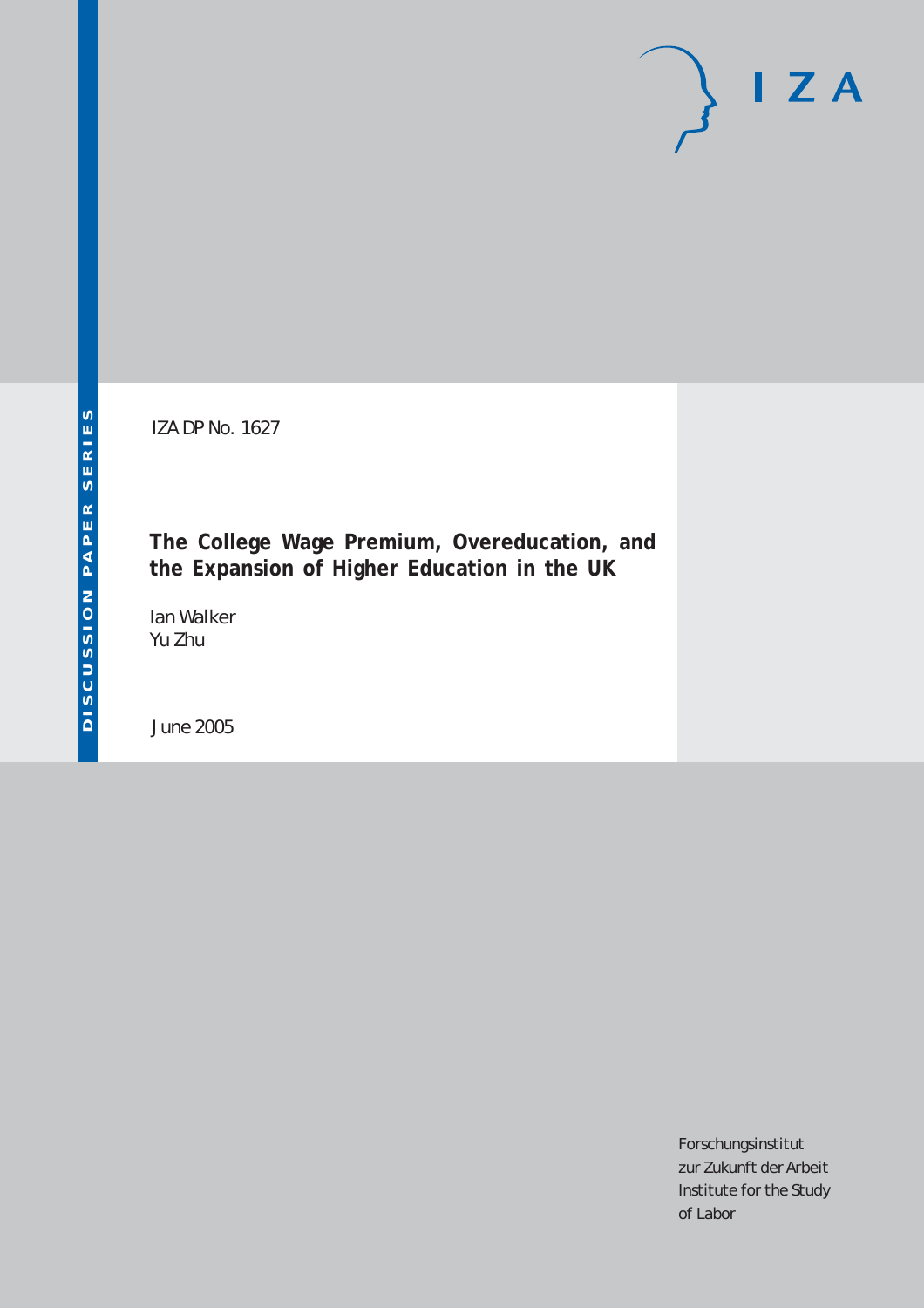DISCUSSION PAPER SERIES

IZA DP No. 1627

# The College Wage Premium, Overeducation, and the Expansion of Higher Education in the UK

Ian Walker
Yu Zhu

June 2005

I Z A

Forschungsinstitut
zur Zukunft der Arbeit
Institute for the Study
of Labor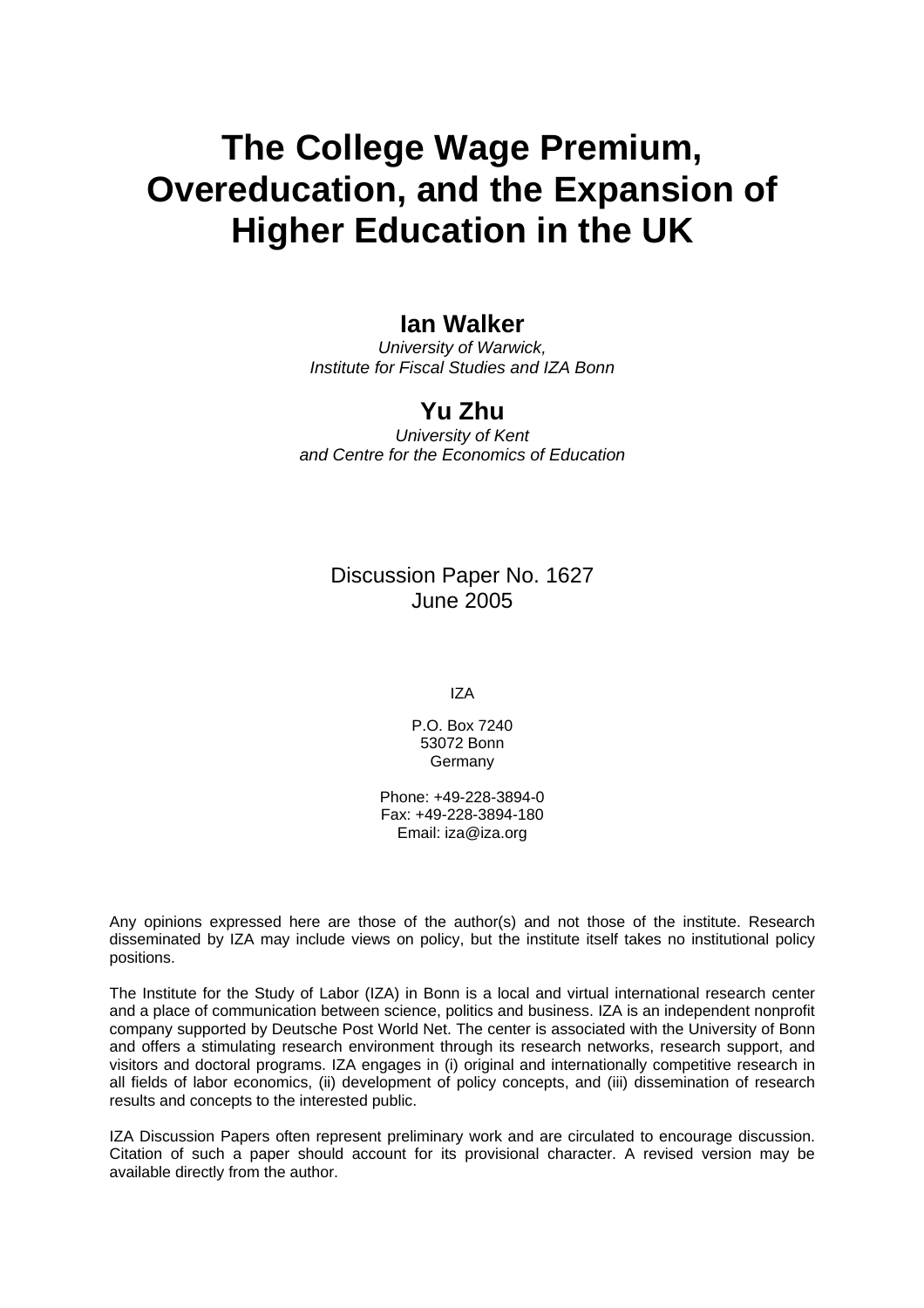# The College Wage Premium, Overeducation, and the Expansion of Higher Education in the UK

**Ian Walker**
*University of Warwick, Institute for Fiscal Studies and IZA Bonn*

**Yu Zhu**
*University of Kent and Centre for the Economics of Education*

Discussion Paper No. 1627
June 2005

IZA

P.O. Box 7240
53072 Bonn
Germany

Phone: +49-228-3894-0
Fax: +49-228-3894-180
Email: iza@iza.org

Any opinions expressed here are those of the author(s) and not those of the institute. Research disseminated by IZA may include views on policy, but the institute itself takes no institutional policy positions.

The Institute for the Study of Labor (IZA) in Bonn is a local and virtual international research center and a place of communication between science, politics and business. IZA is an independent nonprofit company supported by Deutsche Post World Net. The center is associated with the University of Bonn and offers a stimulating research environment through its research networks, research support, and visitors and doctoral programs. IZA engages in (i) original and internationally competitive research in all fields of labor economics, (ii) development of policy concepts, and (iii) dissemination of research results and concepts to the interested public.

IZA Discussion Papers often represent preliminary work and are circulated to encourage discussion. Citation of such a paper should account for its provisional character. A revised version may be available directly from the author.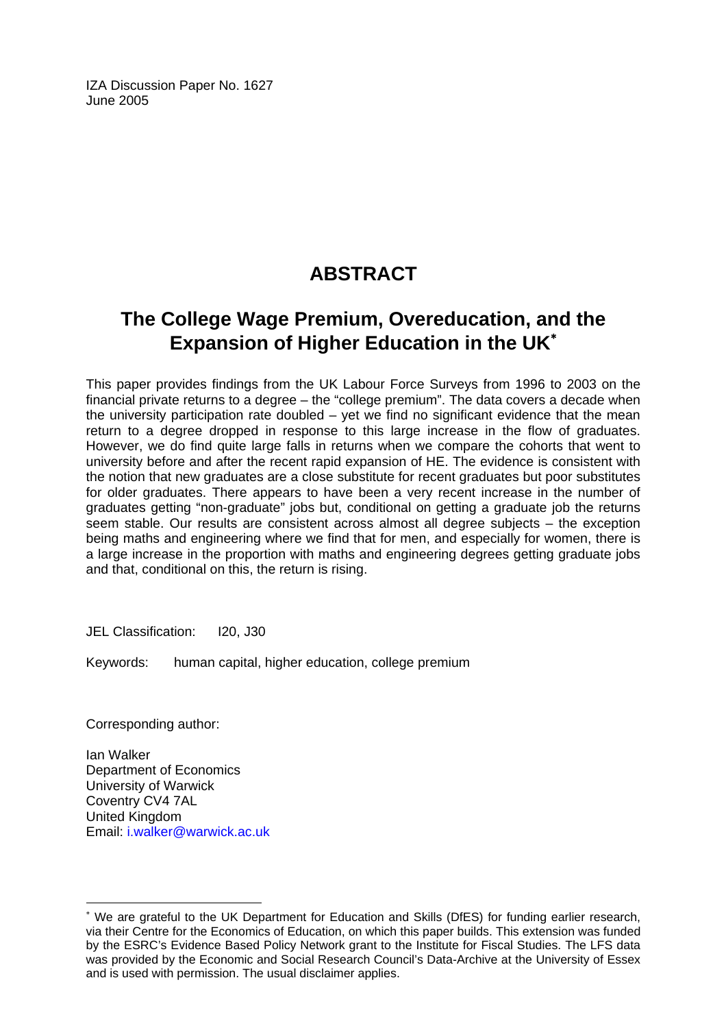IZA Discussion Paper No. 1627
June 2005

# ABSTRACT

## The College Wage Premium, Overeducation, and the Expansion of Higher Education in the UK*

This paper provides findings from the UK Labour Force Surveys from 1996 to 2003 on the financial private returns to a degree – the "college premium". The data covers a decade when the university participation rate doubled – yet we find no significant evidence that the mean return to a degree dropped in response to this large increase in the flow of graduates. However, we do find quite large falls in returns when we compare the cohorts that went to university before and after the recent rapid expansion of HE. The evidence is consistent with the notion that new graduates are a close substitute for recent graduates but poor substitutes for older graduates. There appears to have been a very recent increase in the number of graduates getting "non-graduate" jobs but, conditional on getting a graduate job the returns seem stable. Our results are consistent across almost all degree subjects – the exception being maths and engineering where we find that for men, and especially for women, there is a large increase in the proportion with maths and engineering degrees getting graduate jobs and that, conditional on this, the return is rising.

JEL Classification: I20, J30

Keywords: human capital, higher education, college premium

Corresponding author:

Ian Walker
Department of Economics
University of Warwick
Coventry CV4 7AL
United Kingdom
Email: i.walker@warwick.ac.uk

---

* We are grateful to the UK Department for Education and Skills (DfES) for funding earlier research, via their Centre for the Economics of Education, on which this paper builds. This extension was funded by the ESRC's Evidence Based Policy Network grant to the Institute for Fiscal Studies. The LFS data was provided by the Economic and Social Research Council's Data-Archive at the University of Essex and is used with permission. The usual disclaimer applies.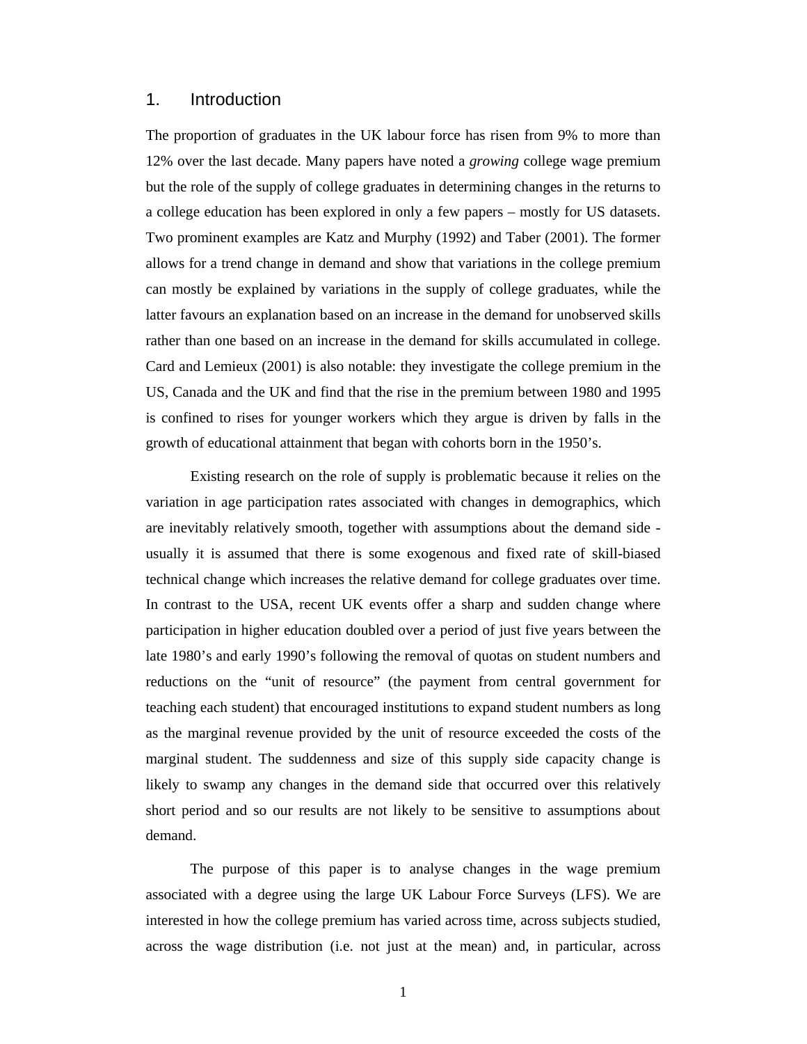# 1. Introduction

The proportion of graduates in the UK labour force has risen from 9% to more than 12% over the last decade. Many papers have noted a *growing* college wage premium but the role of the supply of college graduates in determining changes in the returns to a college education has been explored in only a few papers – mostly for US datasets. Two prominent examples are Katz and Murphy (1992) and Taber (2001). The former allows for a trend change in demand and show that variations in the college premium can mostly be explained by variations in the supply of college graduates, while the latter favours an explanation based on an increase in the demand for unobserved skills rather than one based on an increase in the demand for skills accumulated in college. Card and Lemieux (2001) is also notable: they investigate the college premium in the US, Canada and the UK and find that the rise in the premium between 1980 and 1995 is confined to rises for younger workers which they argue is driven by falls in the growth of educational attainment that began with cohorts born in the 1950's.

Existing research on the role of supply is problematic because it relies on the variation in age participation rates associated with changes in demographics, which are inevitably relatively smooth, together with assumptions about the demand side - usually it is assumed that there is some exogenous and fixed rate of skill-biased technical change which increases the relative demand for college graduates over time. In contrast to the USA, recent UK events offer a sharp and sudden change where participation in higher education doubled over a period of just five years between the late 1980's and early 1990's following the removal of quotas on student numbers and reductions on the "unit of resource" (the payment from central government for teaching each student) that encouraged institutions to expand student numbers as long as the marginal revenue provided by the unit of resource exceeded the costs of the marginal student. The suddenness and size of this supply side capacity change is likely to swamp any changes in the demand side that occurred over this relatively short period and so our results are not likely to be sensitive to assumptions about demand.

The purpose of this paper is to analyse changes in the wage premium associated with a degree using the large UK Labour Force Surveys (LFS). We are interested in how the college premium has varied across time, across subjects studied, across the wage distribution (i.e. not just at the mean) and, in particular, across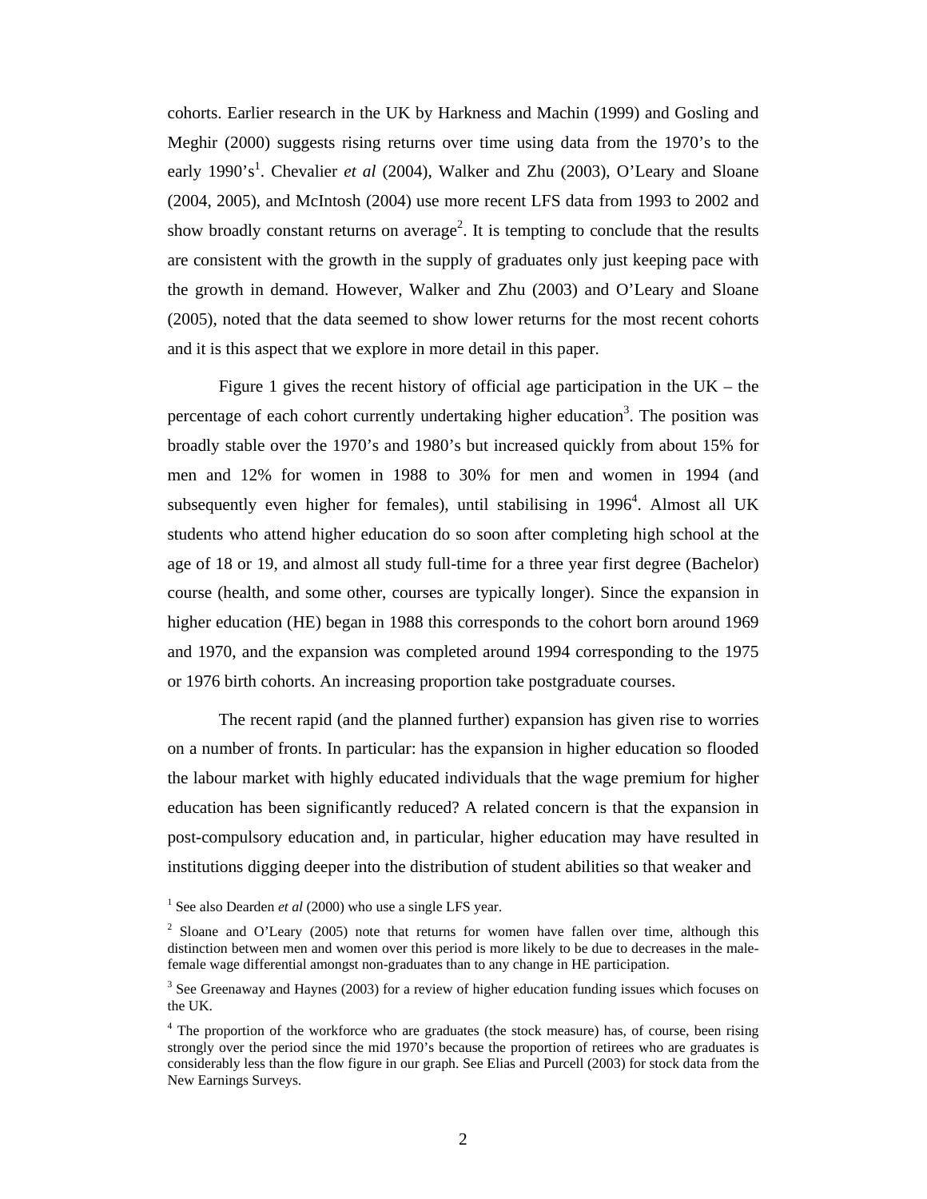cohorts. Earlier research in the UK by Harkness and Machin (1999) and Gosling and Meghir (2000) suggests rising returns over time using data from the 1970's to the early 1990's[1]. Chevalier *et al* (2004), Walker and Zhu (2003), O'Leary and Sloane (2004, 2005), and McIntosh (2004) use more recent LFS data from 1993 to 2002 and show broadly constant returns on average[2]. It is tempting to conclude that the results are consistent with the growth in the supply of graduates only just keeping pace with the growth in demand. However, Walker and Zhu (2003) and O'Leary and Sloane (2005), noted that the data seemed to show lower returns for the most recent cohorts and it is this aspect that we explore in more detail in this paper.

Figure 1 gives the recent history of official age participation in the UK – the percentage of each cohort currently undertaking higher education[3]. The position was broadly stable over the 1970's and 1980's but increased quickly from about 15% for men and 12% for women in 1988 to 30% for men and women in 1994 (and subsequently even higher for females), until stabilising in 1996[4]. Almost all UK students who attend higher education do so soon after completing high school at the age of 18 or 19, and almost all study full-time for a three year first degree (Bachelor) course (health, and some other, courses are typically longer). Since the expansion in higher education (HE) began in 1988 this corresponds to the cohort born around 1969 and 1970, and the expansion was completed around 1994 corresponding to the 1975 or 1976 birth cohorts. An increasing proportion take postgraduate courses.

The recent rapid (and the planned further) expansion has given rise to worries on a number of fronts. In particular: has the expansion in higher education so flooded the labour market with highly educated individuals that the wage premium for higher education has been significantly reduced? A related concern is that the expansion in post-compulsory education and, in particular, higher education may have resulted in institutions digging deeper into the distribution of student abilities so that weaker and

[1] See also Dearden *et al* (2000) who use a single LFS year.

[2] Sloane and O'Leary (2005) note that returns for women have fallen over time, although this distinction between men and women over this period is more likely to be due to decreases in the male-female wage differential amongst non-graduates than to any change in HE participation.

[3] See Greenaway and Haynes (2003) for a review of higher education funding issues which focuses on the UK.

[4] The proportion of the workforce who are graduates (the stock measure) has, of course, been rising strongly over the period since the mid 1970's because the proportion of retirees who are graduates is considerably less than the flow figure in our graph. See Elias and Purcell (2003) for stock data from the New Earnings Surveys.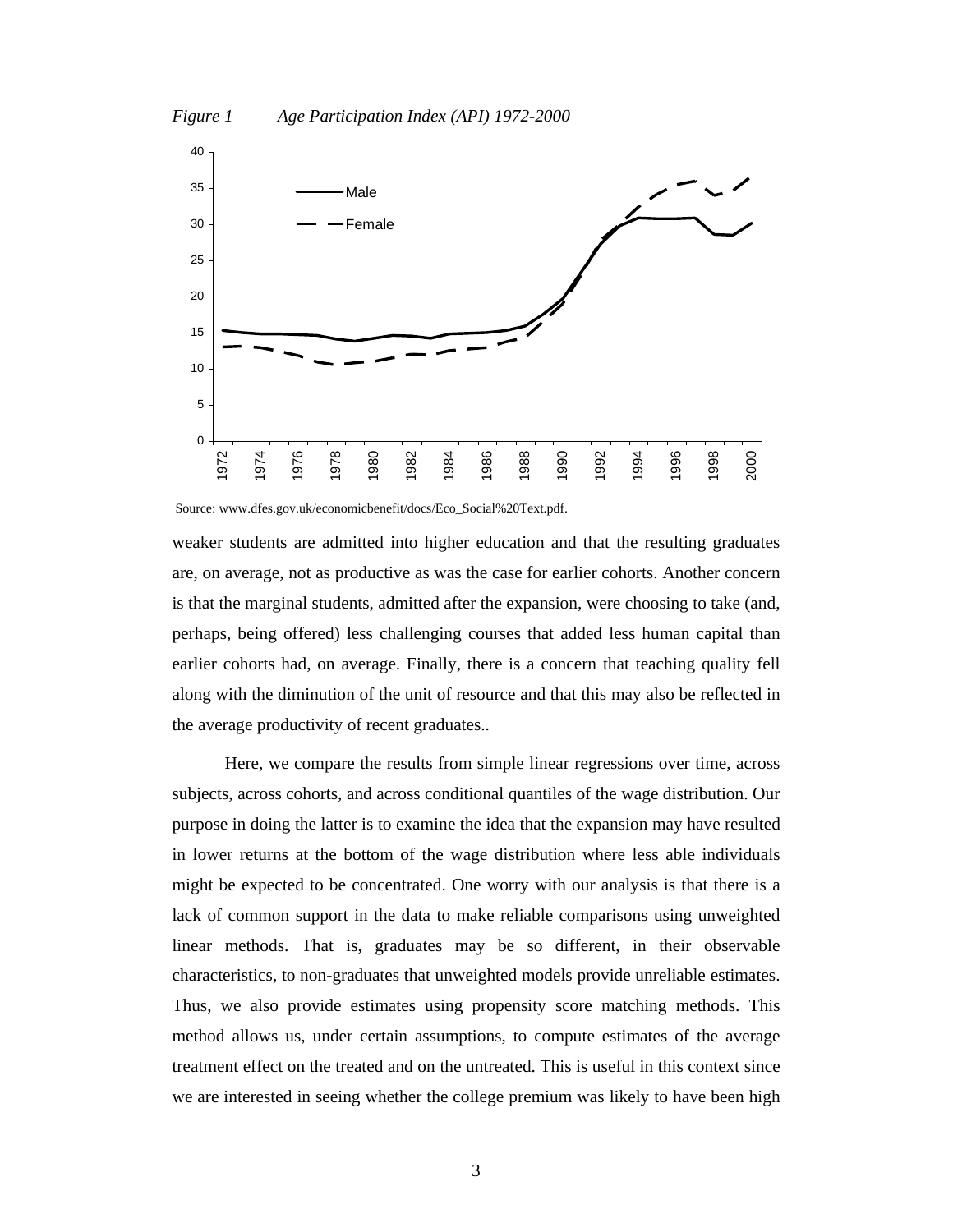*Figure 1 Age Participation Index (API) 1972-2000*

Source: www.dfes.gov.uk/economicbenefit/docs/Eco_Social%20Text.pdf.

weaker students are admitted into higher education and that the resulting graduates are, on average, not as productive as was the case for earlier cohorts. Another concern is that the marginal students, admitted after the expansion, were choosing to take (and, perhaps, being offered) less challenging courses that added less human capital than earlier cohorts had, on average. Finally, there is a concern that teaching quality fell along with the diminution of the unit of resource and that this may also be reflected in the average productivity of recent graduates..

Here, we compare the results from simple linear regressions over time, across subjects, across cohorts, and across conditional quantiles of the wage distribution. Our purpose in doing the latter is to examine the idea that the expansion may have resulted in lower returns at the bottom of the wage distribution where less able individuals might be expected to be concentrated. One worry with our analysis is that there is a lack of common support in the data to make reliable comparisons using unweighted linear methods. That is, graduates may be so different, in their observable characteristics, to non-graduates that unweighted models provide unreliable estimates. Thus, we also provide estimates using propensity score matching methods. This method allows us, under certain assumptions, to compute estimates of the average treatment effect on the treated and on the untreated. This is useful in this context since we are interested in seeing whether the college premium was likely to have been high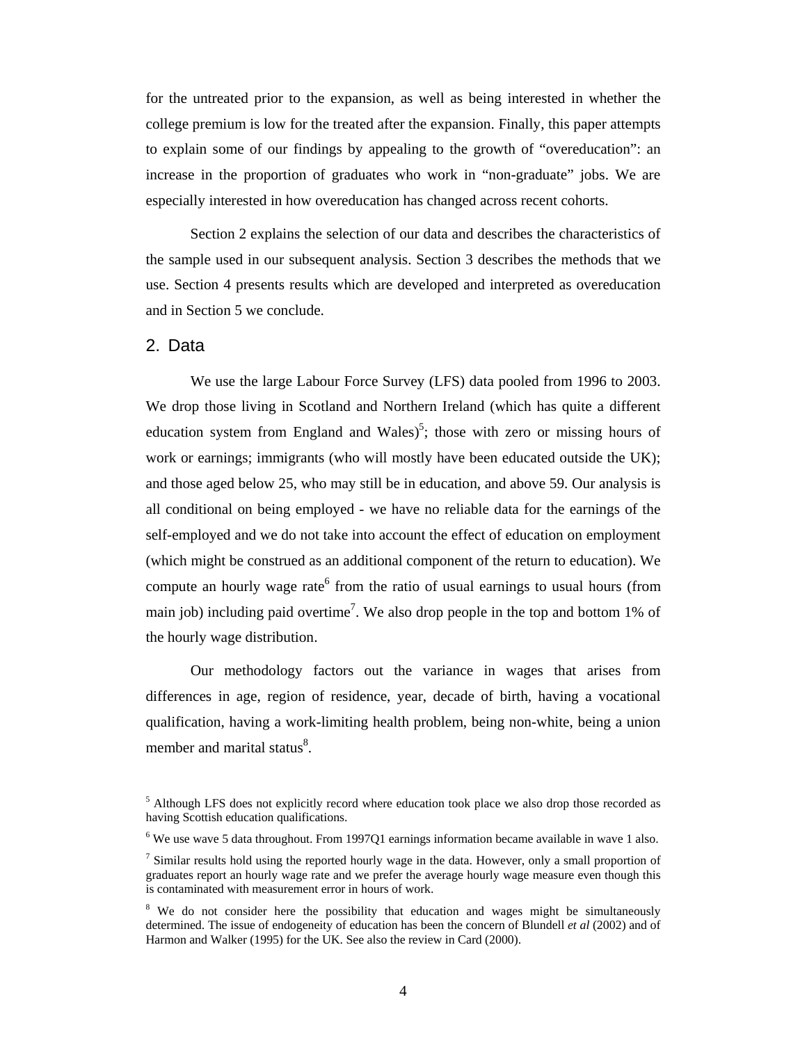for the untreated prior to the expansion, as well as being interested in whether the college premium is low for the treated after the expansion. Finally, this paper attempts to explain some of our findings by appealing to the growth of "overeducation": an increase in the proportion of graduates who work in "non-graduate" jobs. We are especially interested in how overeducation has changed across recent cohorts.

Section 2 explains the selection of our data and describes the characteristics of the sample used in our subsequent analysis. Section 3 describes the methods that we use. Section 4 presents results which are developed and interpreted as overeducation and in Section 5 we conclude.

## 2. Data

We use the large Labour Force Survey (LFS) data pooled from 1996 to 2003. We drop those living in Scotland and Northern Ireland (which has quite a different education system from England and Wales)[5]; those with zero or missing hours of work or earnings; immigrants (who will mostly have been educated outside the UK); and those aged below 25, who may still be in education, and above 59. Our analysis is all conditional on being employed - we have no reliable data for the earnings of the self-employed and we do not take into account the effect of education on employment (which might be construed as an additional component of the return to education). We compute an hourly wage rate[6] from the ratio of usual earnings to usual hours (from main job) including paid overtime[7]. We also drop people in the top and bottom 1% of the hourly wage distribution.

Our methodology factors out the variance in wages that arises from differences in age, region of residence, year, decade of birth, having a vocational qualification, having a work-limiting health problem, being non-white, being a union member and marital status[8].

[5] Although LFS does not explicitly record where education took place we also drop those recorded as having Scottish education qualifications.

[6] We use wave 5 data throughout. From 1997Q1 earnings information became available in wave 1 also.

[7] Similar results hold using the reported hourly wage in the data. However, only a small proportion of graduates report an hourly wage rate and we prefer the average hourly wage measure even though this is contaminated with measurement error in hours of work.

[8] We do not consider here the possibility that education and wages might be simultaneously determined. The issue of endogeneity of education has been the concern of Blundell *et al* (2002) and of Harmon and Walker (1995) for the UK. See also the review in Card (2000).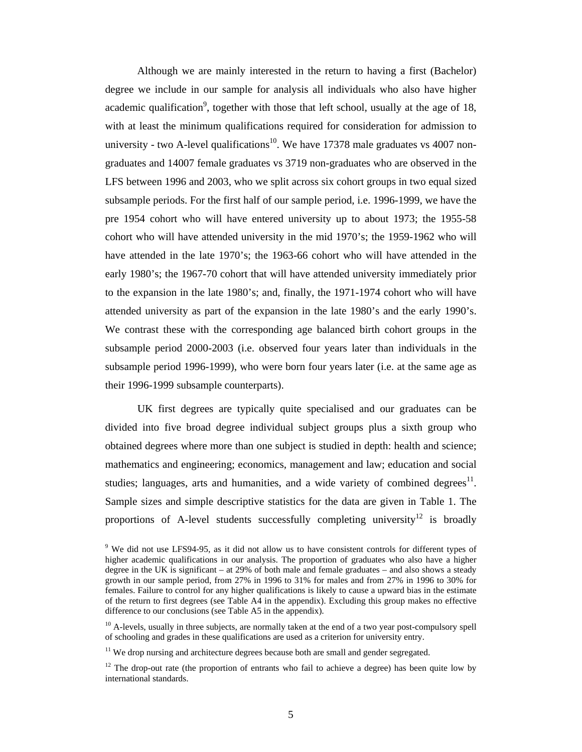Although we are mainly interested in the return to having a first (Bachelor) degree we include in our sample for analysis all individuals who also have higher academic qualification[9], together with those that left school, usually at the age of 18, with at least the minimum qualifications required for consideration for admission to university - two A-level qualifications[10]. We have 17378 male graduates vs 4007 non-graduates and 14007 female graduates vs 3719 non-graduates who are observed in the LFS between 1996 and 2003, who we split across six cohort groups in two equal sized subsample periods. For the first half of our sample period, i.e. 1996-1999, we have the pre 1954 cohort who will have entered university up to about 1973; the 1955-58 cohort who will have attended university in the mid 1970's; the 1959-1962 who will have attended in the late 1970's; the 1963-66 cohort who will have attended in the early 1980's; the 1967-70 cohort that will have attended university immediately prior to the expansion in the late 1980's; and, finally, the 1971-1974 cohort who will have attended university as part of the expansion in the late 1980's and the early 1990's. We contrast these with the corresponding age balanced birth cohort groups in the subsample period 2000-2003 (i.e. observed four years later than individuals in the subsample period 1996-1999), who were born four years later (i.e. at the same age as their 1996-1999 subsample counterparts).

UK first degrees are typically quite specialised and our graduates can be divided into five broad degree individual subject groups plus a sixth group who obtained degrees where more than one subject is studied in depth: health and science; mathematics and engineering; economics, management and law; education and social studies; languages, arts and humanities, and a wide variety of combined degrees[11]. Sample sizes and simple descriptive statistics for the data are given in Table 1. The proportions of A-level students successfully completing university[12] is broadly

[9] We did not use LFS94-95, as it did not allow us to have consistent controls for different types of higher academic qualifications in our analysis. The proportion of graduates who also have a higher degree in the UK is significant – at 29% of both male and female graduates – and also shows a steady growth in our sample period, from 27% in 1996 to 31% for males and from 27% in 1996 to 30% for females. Failure to control for any higher qualifications is likely to cause a upward bias in the estimate of the return to first degrees (see Table A4 in the appendix). Excluding this group makes no effective difference to our conclusions (see Table A5 in the appendix).

[10] A-levels, usually in three subjects, are normally taken at the end of a two year post-compulsory spell of schooling and grades in these qualifications are used as a criterion for university entry.

[11] We drop nursing and architecture degrees because both are small and gender segregated.

[12] The drop-out rate (the proportion of entrants who fail to achieve a degree) has been quite low by international standards.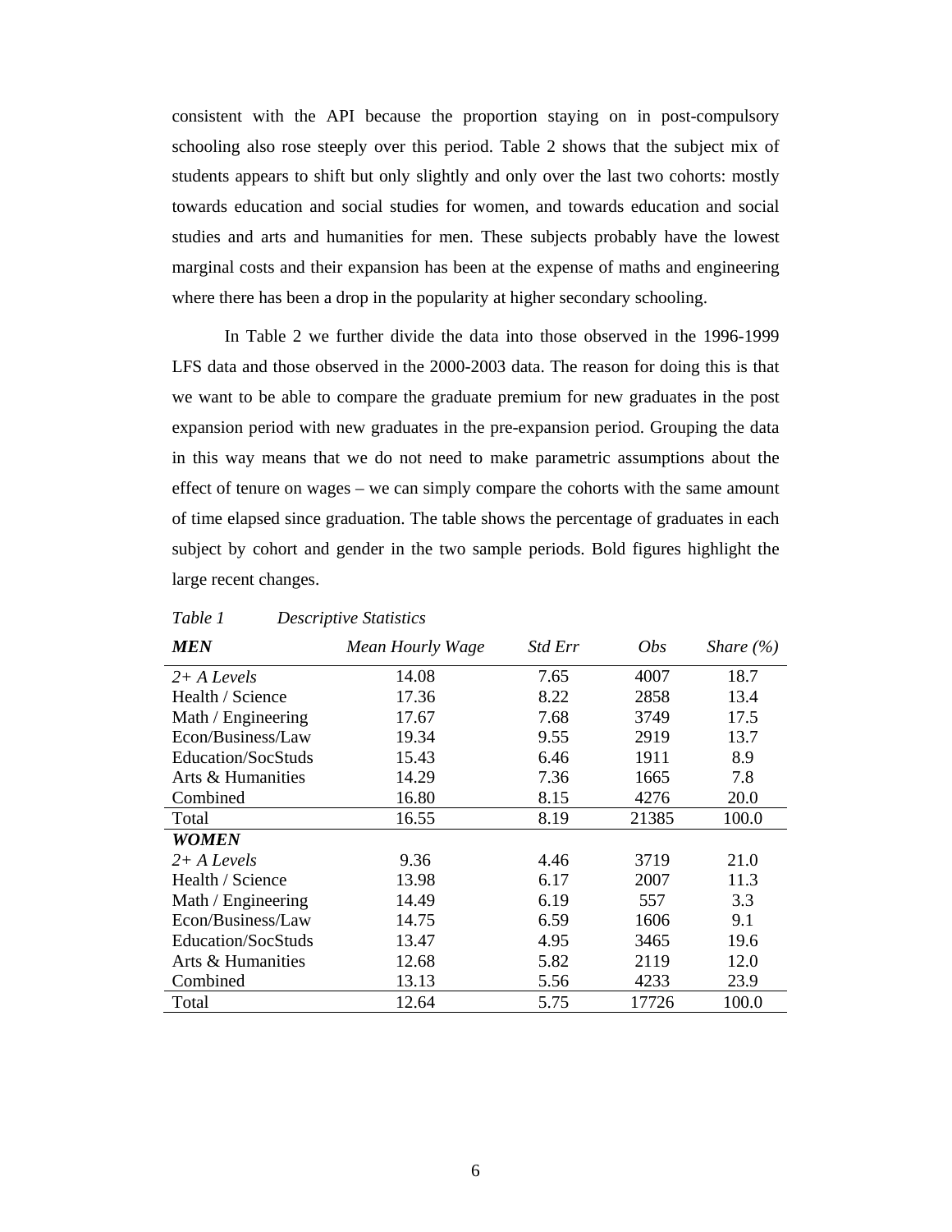consistent with the API because the proportion staying on in post-compulsory schooling also rose steeply over this period. Table 2 shows that the subject mix of students appears to shift but only slightly and only over the last two cohorts: mostly towards education and social studies for women, and towards education and social studies and arts and humanities for men. These subjects probably have the lowest marginal costs and their expansion has been at the expense of maths and engineering where there has been a drop in the popularity at higher secondary schooling.

In Table 2 we further divide the data into those observed in the 1996-1999 LFS data and those observed in the 2000-2003 data. The reason for doing this is that we want to be able to compare the graduate premium for new graduates in the post expansion period with new graduates in the pre-expansion period. Grouping the data in this way means that we do not need to make parametric assumptions about the effect of tenure on wages – we can simply compare the cohorts with the same amount of time elapsed since graduation. The table shows the percentage of graduates in each subject by cohort and gender in the two sample periods. Bold figures highlight the large recent changes.

*Table 1 Descriptive Statistics*

| ***MEN*** | *Mean Hourly Wage* | *Std Err* | *Obs* | *Share (%)* |
|---|---|---|---|---|
| *2+ A Levels* | 14.08 | 7.65 | 4007 | 18.7 |
| Health / Science | 17.36 | 8.22 | 2858 | 13.4 |
| Math / Engineering | 17.67 | 7.68 | 3749 | 17.5 |
| Econ/Business/Law | 19.34 | 9.55 | 2919 | 13.7 |
| Education/SocStuds | 15.43 | 6.46 | 1911 | 8.9 |
| Arts & Humanities | 14.29 | 7.36 | 1665 | 7.8 |
| Combined | 16.80 | 8.15 | 4276 | 20.0 |
| Total | 16.55 | 8.19 | 21385 | 100.0 |
| ***WOMEN*** | | | | |
| *2+ A Levels* | 9.36 | 4.46 | 3719 | 21.0 |
| Health / Science | 13.98 | 6.17 | 2007 | 11.3 |
| Math / Engineering | 14.49 | 6.19 | 557 | 3.3 |
| Econ/Business/Law | 14.75 | 6.59 | 1606 | 9.1 |
| Education/SocStuds | 13.47 | 4.95 | 3465 | 19.6 |
| Arts & Humanities | 12.68 | 5.82 | 2119 | 12.0 |
| Combined | 13.13 | 5.56 | 4233 | 23.9 |
| Total | 12.64 | 5.75 | 17726 | 100.0 |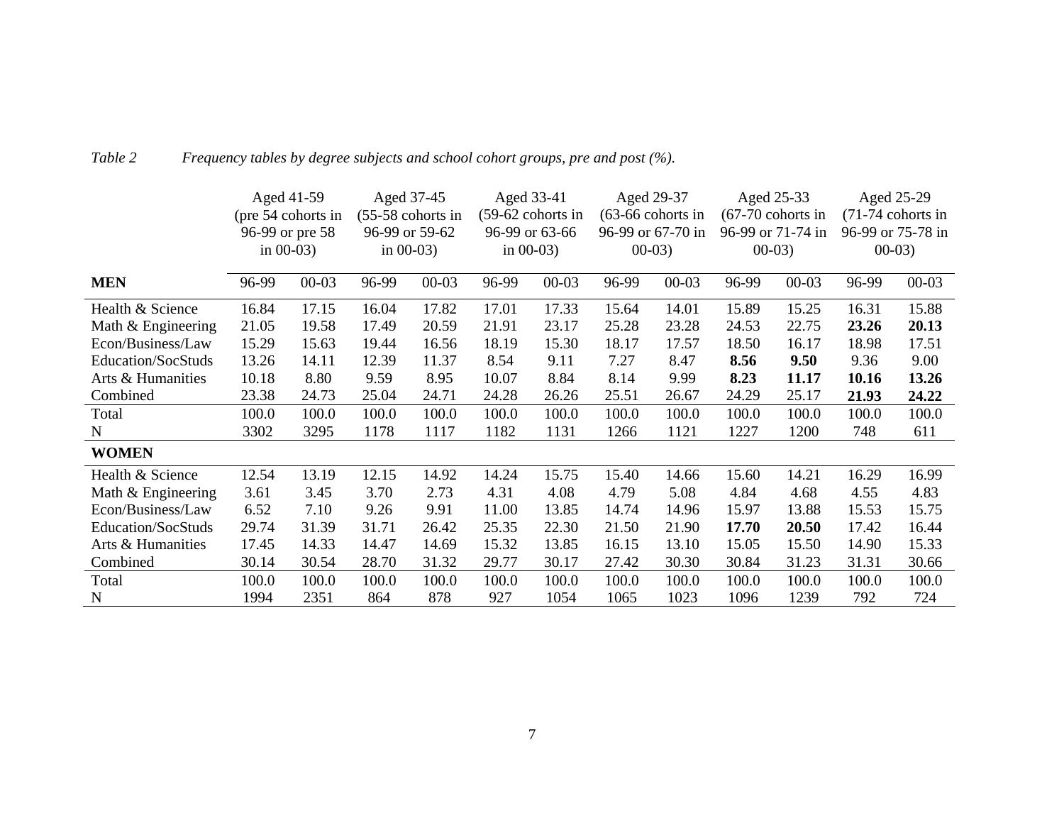*Table 2 Frequency tables by degree subjects and school cohort groups, pre and post (%).*

| | Aged 41-59 (pre 54 cohorts in 96-99 or pre 58 in 00-03) | | Aged 37-45 (55-58 cohorts in 96-99 or 59-62 in 00-03) | | Aged 33-41 (59-62 cohorts in 96-99 or 63-66 in 00-03) | | Aged 29-37 (63-66 cohorts in 96-99 or 67-70 in 00-03) | | Aged 25-33 (67-70 cohorts in 96-99 or 71-74 in 00-03) | | Aged 25-29 (71-74 cohorts in 96-99 or 75-78 in 00-03) | |
|---|---|---|---|---|---|---|---|---|---|---|---|---|
| **MEN** | 96-99 | 00-03 | 96-99 | 00-03 | 96-99 | 00-03 | 96-99 | 00-03 | 96-99 | 00-03 | 96-99 | 00-03 |
| Health & Science | 16.84 | 17.15 | 16.04 | 17.82 | 17.01 | 17.33 | 15.64 | 14.01 | 15.89 | 15.25 | 16.31 | 15.88 |
| Math & Engineering | 21.05 | 19.58 | 17.49 | 20.59 | 21.91 | 23.17 | 25.28 | 23.28 | 24.53 | 22.75 | **23.26** | **20.13** |
| Econ/Business/Law | 15.29 | 15.63 | 19.44 | 16.56 | 18.19 | 15.30 | 18.17 | 17.57 | 18.50 | 16.17 | 18.98 | 17.51 |
| Education/SocStuds | 13.26 | 14.11 | 12.39 | 11.37 | 8.54 | 9.11 | 7.27 | 8.47 | **8.56** | **9.50** | 9.36 | 9.00 |
| Arts & Humanities | 10.18 | 8.80 | 9.59 | 8.95 | 10.07 | 8.84 | 8.14 | 9.99 | **8.23** | **11.17** | **10.16** | **13.26** |
| Combined | 23.38 | 24.73 | 25.04 | 24.71 | 24.28 | 26.26 | 25.51 | 26.67 | 24.29 | 25.17 | **21.93** | **24.22** |
| Total | 100.0 | 100.0 | 100.0 | 100.0 | 100.0 | 100.0 | 100.0 | 100.0 | 100.0 | 100.0 | 100.0 | 100.0 |
| N | 3302 | 3295 | 1178 | 1117 | 1182 | 1131 | 1266 | 1121 | 1227 | 1200 | 748 | 611 |
| **WOMEN** | | | | | | | | | | | | |
| Health & Science | 12.54 | 13.19 | 12.15 | 14.92 | 14.24 | 15.75 | 15.40 | 14.66 | 15.60 | 14.21 | 16.29 | 16.99 |
| Math & Engineering | 3.61 | 3.45 | 3.70 | 2.73 | 4.31 | 4.08 | 4.79 | 5.08 | 4.84 | 4.68 | 4.55 | 4.83 |
| Econ/Business/Law | 6.52 | 7.10 | 9.26 | 9.91 | 11.00 | 13.85 | 14.74 | 14.96 | 15.97 | 13.88 | 15.53 | 15.75 |
| Education/SocStuds | 29.74 | 31.39 | 31.71 | 26.42 | 25.35 | 22.30 | 21.50 | 21.90 | **17.70** | **20.50** | 17.42 | 16.44 |
| Arts & Humanities | 17.45 | 14.33 | 14.47 | 14.69 | 15.32 | 13.85 | 16.15 | 13.10 | 15.05 | 15.50 | 14.90 | 15.33 |
| Combined | 30.14 | 30.54 | 28.70 | 31.32 | 29.77 | 30.17 | 27.42 | 30.30 | 30.84 | 31.23 | 31.31 | 30.66 |
| Total | 100.0 | 100.0 | 100.0 | 100.0 | 100.0 | 100.0 | 100.0 | 100.0 | 100.0 | 100.0 | 100.0 | 100.0 |
| N | 1994 | 2351 | 864 | 878 | 927 | 1054 | 1065 | 1023 | 1096 | 1239 | 792 | 724 |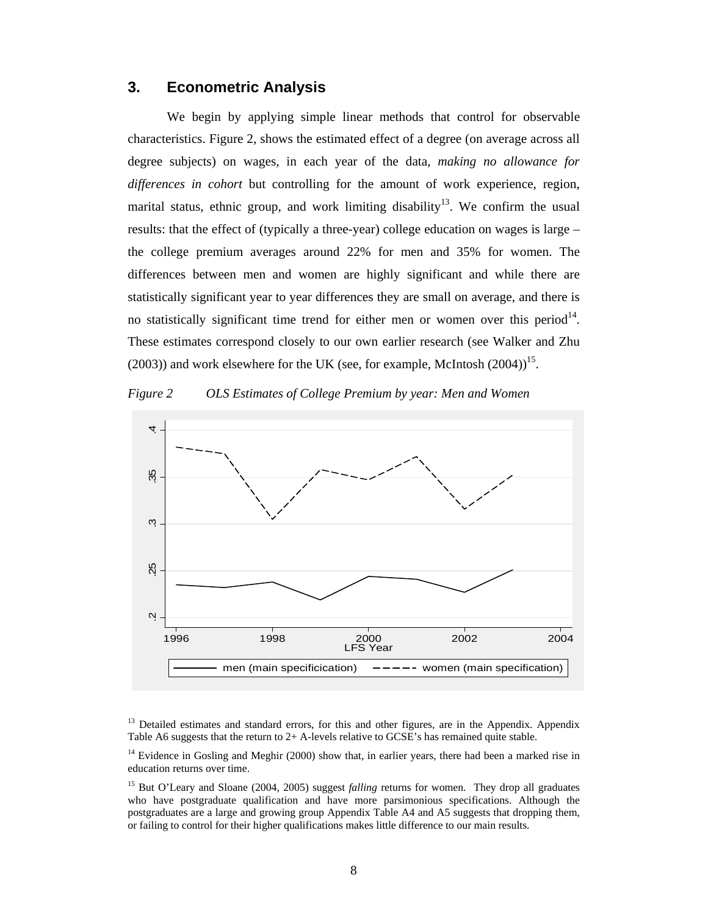## 3. Econometric Analysis

We begin by applying simple linear methods that control for observable characteristics. Figure 2, shows the estimated effect of a degree (on average across all degree subjects) on wages, in each year of the data, *making no allowance for differences in cohort* but controlling for the amount of work experience, region, marital status, ethnic group, and work limiting disability[13]. We confirm the usual results: that the effect of (typically a three-year) college education on wages is large – the college premium averages around 22% for men and 35% for women. The differences between men and women are highly significant and while there are statistically significant year to year differences they are small on average, and there is no statistically significant time trend for either men or women over this period[14]. These estimates correspond closely to our own earlier research (see Walker and Zhu (2003)) and work elsewhere for the UK (see, for example, McIntosh (2004))[15].

*Figure 2 OLS Estimates of College Premium by year: Men and Women*

[13] Detailed estimates and standard errors, for this and other figures, are in the Appendix. Appendix Table A6 suggests that the return to 2+ A-levels relative to GCSE's has remained quite stable.

[14] Evidence in Gosling and Meghir (2000) show that, in earlier years, there had been a marked rise in education returns over time.

[15] But O'Leary and Sloane (2004, 2005) suggest *falling* returns for women. They drop all graduates who have postgraduate qualification and have more parsimonious specifications. Although the postgraduates are a large and growing group Appendix Table A4 and A5 suggests that dropping them, or failing to control for their higher qualifications makes little difference to our main results.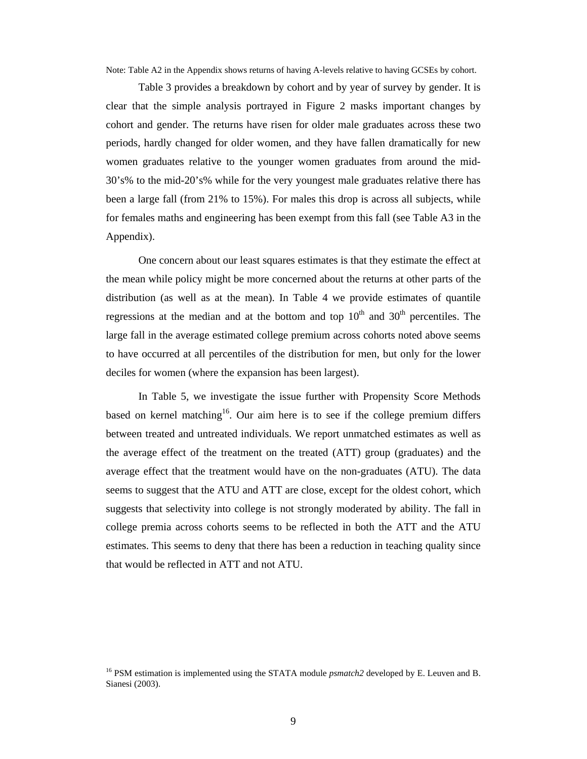Note: Table A2 in the Appendix shows returns of having A-levels relative to having GCSEs by cohort.

Table 3 provides a breakdown by cohort and by year of survey by gender. It is clear that the simple analysis portrayed in Figure 2 masks important changes by cohort and gender. The returns have risen for older male graduates across these two periods, hardly changed for older women, and they have fallen dramatically for new women graduates relative to the younger women graduates from around the mid-30's% to the mid-20's% while for the very youngest male graduates relative there has been a large fall (from 21% to 15%). For males this drop is across all subjects, while for females maths and engineering has been exempt from this fall (see Table A3 in the Appendix).

One concern about our least squares estimates is that they estimate the effect at the mean while policy might be more concerned about the returns at other parts of the distribution (as well as at the mean). In Table 4 we provide estimates of quantile regressions at the median and at the bottom and top 10th and 30th percentiles. The large fall in the average estimated college premium across cohorts noted above seems to have occurred at all percentiles of the distribution for men, but only for the lower deciles for women (where the expansion has been largest).

In Table 5, we investigate the issue further with Propensity Score Methods based on kernel matching[16]. Our aim here is to see if the college premium differs between treated and untreated individuals. We report unmatched estimates as well as the average effect of the treatment on the treated (ATT) group (graduates) and the average effect that the treatment would have on the non-graduates (ATU). The data seems to suggest that the ATU and ATT are close, except for the oldest cohort, which suggests that selectivity into college is not strongly moderated by ability. The fall in college premia across cohorts seems to be reflected in both the ATT and the ATU estimates. This seems to deny that there has been a reduction in teaching quality since that would be reflected in ATT and not ATU.

[16] PSM estimation is implemented using the STATA module *psmatch2* developed by E. Leuven and B. Sianesi (2003).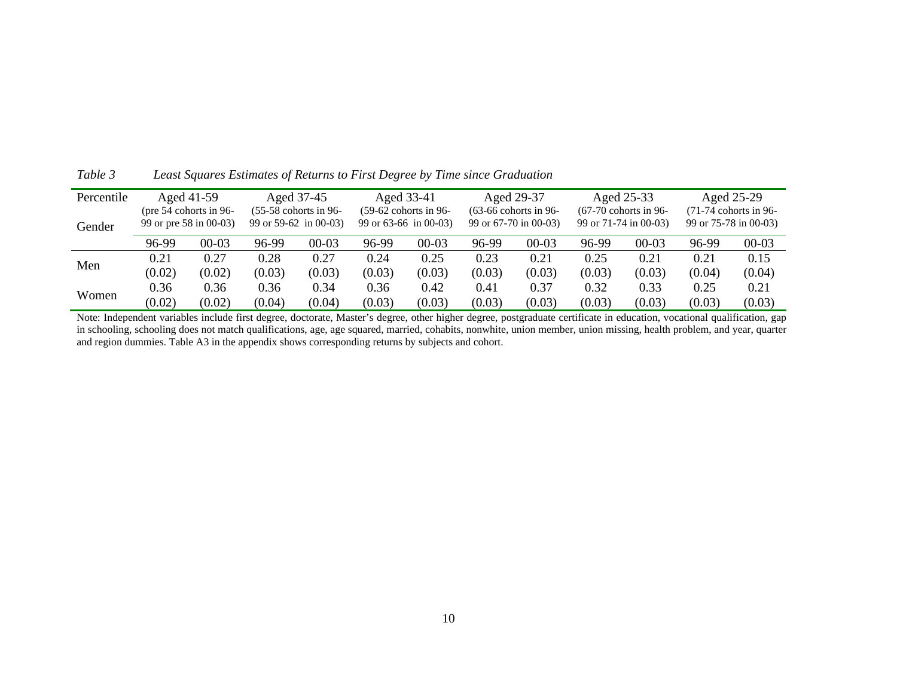*Table 3 Least Squares Estimates of Returns to First Degree by Time since Graduation*

| Percentile / Gender | Aged 41-59 (pre 54 cohorts in 96-99 or pre 58 in 00-03) | | Aged 37-45 (55-58 cohorts in 96-99 or 59-62 in 00-03) | | Aged 33-41 (59-62 cohorts in 96-99 or 63-66 in 00-03) | | Aged 29-37 (63-66 cohorts in 96-99 or 67-70 in 00-03) | | Aged 25-33 (67-70 cohorts in 96-99 or 71-74 in 00-03) | | Aged 25-29 (71-74 cohorts in 96-99 or 75-78 in 00-03) | |
|---|---|---|---|---|---|---|---|---|---|---|---|---|
| | 96-99 | 00-03 | 96-99 | 00-03 | 96-99 | 00-03 | 96-99 | 00-03 | 96-99 | 00-03 | 96-99 | 00-03 |
| Men | 0.21 | 0.27 | 0.28 | 0.27 | 0.24 | 0.25 | 0.23 | 0.21 | 0.25 | 0.21 | 0.21 | 0.15 |
| | (0.02) | (0.02) | (0.03) | (0.03) | (0.03) | (0.03) | (0.03) | (0.03) | (0.03) | (0.03) | (0.04) | (0.04) |
| Women | 0.36 | 0.36 | 0.36 | 0.34 | 0.36 | 0.42 | 0.41 | 0.37 | 0.32 | 0.33 | 0.25 | 0.21 |
| | (0.02) | (0.02) | (0.04) | (0.04) | (0.03) | (0.03) | (0.03) | (0.03) | (0.03) | (0.03) | (0.03) | (0.03) |

Note: Independent variables include first degree, doctorate, Master's degree, other higher degree, postgraduate certificate in education, vocational qualification, gap in schooling, schooling does not match qualifications, age, age squared, married, cohabits, nonwhite, union member, union missing, health problem, and year, quarter and region dummies. Table A3 in the appendix shows corresponding returns by subjects and cohort.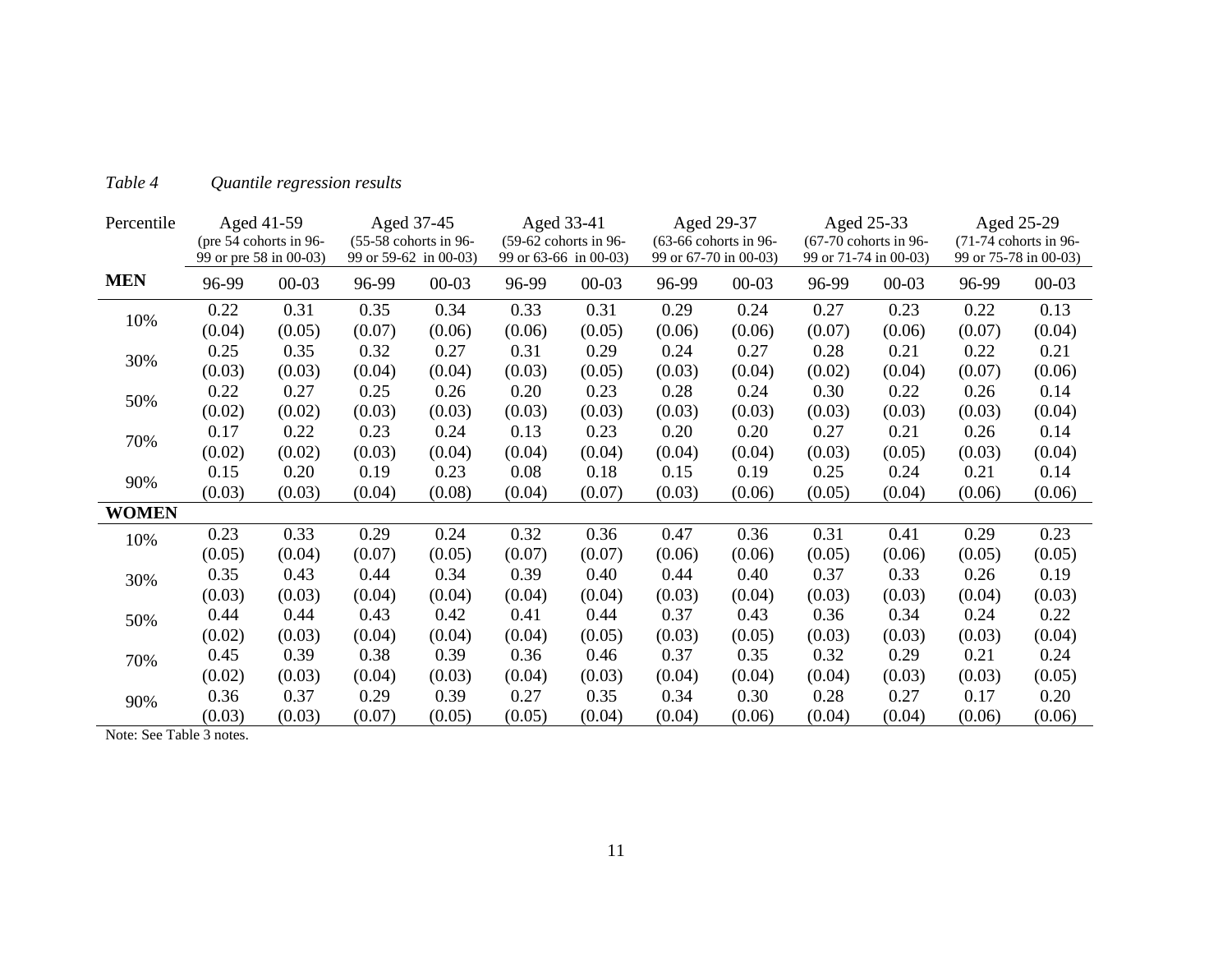*Table 4 Quantile regression results*

| Percentile | Aged 41-59 (pre 54 cohorts in 96-99 or pre 58 in 00-03) | | Aged 37-45 (55-58 cohorts in 96-99 or 59-62 in 00-03) | | Aged 33-41 (59-62 cohorts in 96-99 or 63-66 in 00-03) | | Aged 29-37 (63-66 cohorts in 96-99 or 67-70 in 00-03) | | Aged 25-33 (67-70 cohorts in 96-99 or 71-74 in 00-03) | | Aged 25-29 (71-74 cohorts in 96-99 or 75-78 in 00-03) | |
|---|---|---|---|---|---|---|---|---|---|---|---|---|
| **MEN** | 96-99 | 00-03 | 96-99 | 00-03 | 96-99 | 00-03 | 96-99 | 00-03 | 96-99 | 00-03 | 96-99 | 00-03 |
| 10% | 0.22 | 0.31 | 0.35 | 0.34 | 0.33 | 0.31 | 0.29 | 0.24 | 0.27 | 0.23 | 0.22 | 0.13 |
| | (0.04) | (0.05) | (0.07) | (0.06) | (0.06) | (0.05) | (0.06) | (0.06) | (0.07) | (0.06) | (0.07) | (0.04) |
| 30% | 0.25 | 0.35 | 0.32 | 0.27 | 0.31 | 0.29 | 0.24 | 0.27 | 0.28 | 0.21 | 0.22 | 0.21 |
| | (0.03) | (0.03) | (0.04) | (0.04) | (0.03) | (0.05) | (0.03) | (0.04) | (0.02) | (0.04) | (0.07) | (0.06) |
| 50% | 0.22 | 0.27 | 0.25 | 0.26 | 0.20 | 0.23 | 0.28 | 0.24 | 0.30 | 0.22 | 0.26 | 0.14 |
| | (0.02) | (0.02) | (0.03) | (0.03) | (0.03) | (0.03) | (0.03) | (0.03) | (0.03) | (0.03) | (0.03) | (0.04) |
| 70% | 0.17 | 0.22 | 0.23 | 0.24 | 0.13 | 0.23 | 0.20 | 0.20 | 0.27 | 0.21 | 0.26 | 0.14 |
| | (0.02) | (0.02) | (0.03) | (0.04) | (0.04) | (0.04) | (0.04) | (0.04) | (0.03) | (0.05) | (0.03) | (0.04) |
| 90% | 0.15 | 0.20 | 0.19 | 0.23 | 0.08 | 0.18 | 0.15 | 0.19 | 0.25 | 0.24 | 0.21 | 0.14 |
| | (0.03) | (0.03) | (0.04) | (0.08) | (0.04) | (0.07) | (0.03) | (0.06) | (0.05) | (0.04) | (0.06) | (0.06) |
| **WOMEN** | | | | | | | | | | | | |
| 10% | 0.23 | 0.33 | 0.29 | 0.24 | 0.32 | 0.36 | 0.47 | 0.36 | 0.31 | 0.41 | 0.29 | 0.23 |
| | (0.05) | (0.04) | (0.07) | (0.05) | (0.07) | (0.07) | (0.06) | (0.06) | (0.05) | (0.06) | (0.05) | (0.05) |
| 30% | 0.35 | 0.43 | 0.44 | 0.34 | 0.39 | 0.40 | 0.44 | 0.40 | 0.37 | 0.33 | 0.26 | 0.19 |
| | (0.03) | (0.03) | (0.04) | (0.04) | (0.04) | (0.04) | (0.03) | (0.04) | (0.03) | (0.03) | (0.04) | (0.03) |
| 50% | 0.44 | 0.44 | 0.43 | 0.42 | 0.41 | 0.44 | 0.37 | 0.43 | 0.36 | 0.34 | 0.24 | 0.22 |
| | (0.02) | (0.03) | (0.04) | (0.04) | (0.04) | (0.05) | (0.03) | (0.05) | (0.03) | (0.03) | (0.03) | (0.04) |
| 70% | 0.45 | 0.39 | 0.38 | 0.39 | 0.36 | 0.46 | 0.37 | 0.35 | 0.32 | 0.29 | 0.21 | 0.24 |
| | (0.02) | (0.03) | (0.04) | (0.03) | (0.04) | (0.03) | (0.04) | (0.04) | (0.04) | (0.03) | (0.03) | (0.05) |
| 90% | 0.36 | 0.37 | 0.29 | 0.39 | 0.27 | 0.35 | 0.34 | 0.30 | 0.28 | 0.27 | 0.17 | 0.20 |
| | (0.03) | (0.03) | (0.07) | (0.05) | (0.05) | (0.04) | (0.04) | (0.06) | (0.04) | (0.04) | (0.06) | (0.06) |

Note: See Table 3 notes.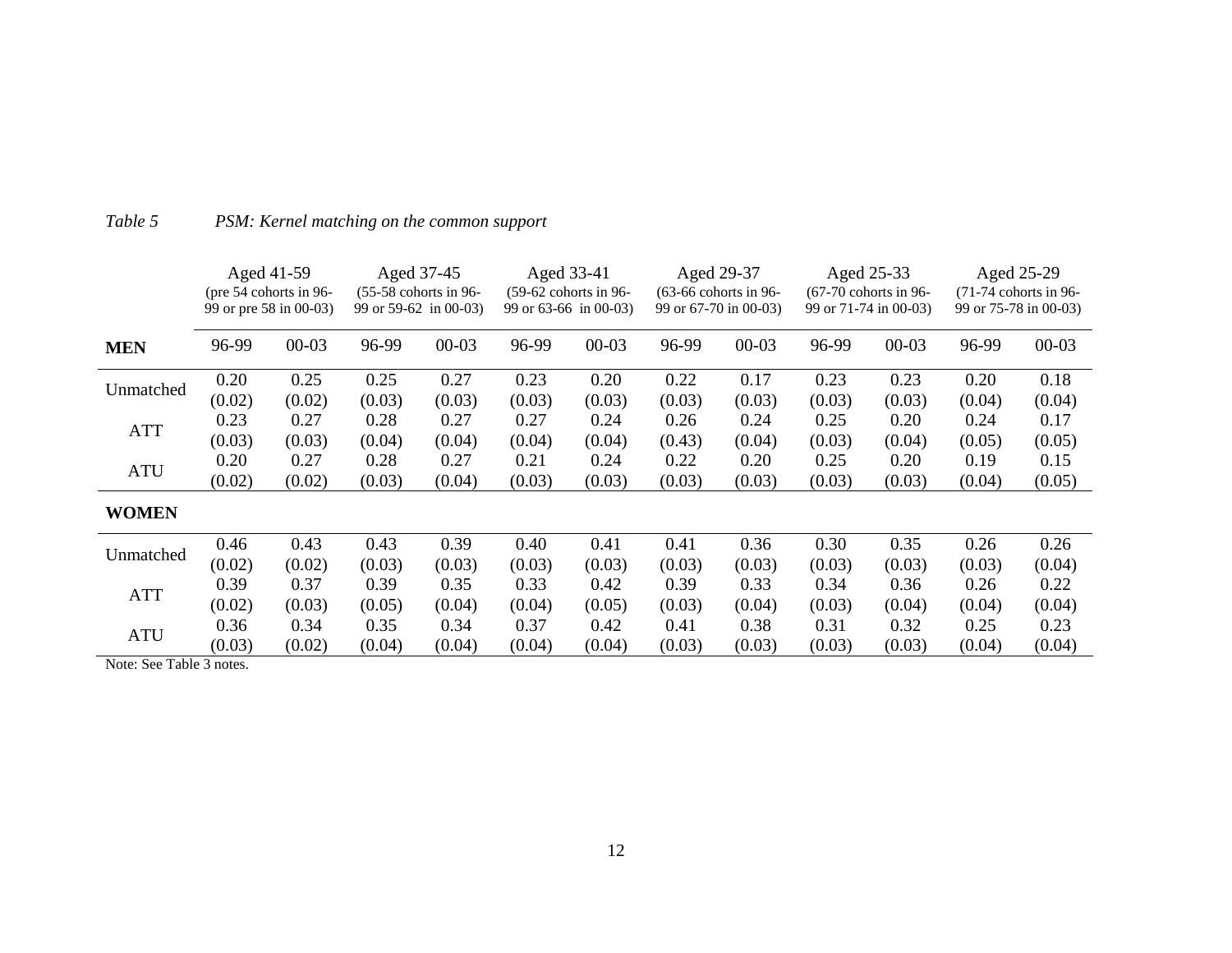*Table 5 PSM: Kernel matching on the common support*

| | Aged 41-59 (pre 54 cohorts in 96-99 or pre 58 in 00-03) | | Aged 37-45 (55-58 cohorts in 96-99 or 59-62 in 00-03) | | Aged 33-41 (59-62 cohorts in 96-99 or 63-66 in 00-03) | | Aged 29-37 (63-66 cohorts in 96-99 or 67-70 in 00-03) | | Aged 25-33 (67-70 cohorts in 96-99 or 71-74 in 00-03) | | Aged 25-29 (71-74 cohorts in 96-99 or 75-78 in 00-03) | |
|---|---|---|---|---|---|---|---|---|---|---|---|---|
| **MEN** | 96-99 | 00-03 | 96-99 | 00-03 | 96-99 | 00-03 | 96-99 | 00-03 | 96-99 | 00-03 | 96-99 | 00-03 |
| Unmatched | 0.20 | 0.25 | 0.25 | 0.27 | 0.23 | 0.20 | 0.22 | 0.17 | 0.23 | 0.23 | 0.20 | 0.18 |
| | (0.02) | (0.02) | (0.03) | (0.03) | (0.03) | (0.03) | (0.03) | (0.03) | (0.03) | (0.03) | (0.04) | (0.04) |
| ATT | 0.23 | 0.27 | 0.28 | 0.27 | 0.27 | 0.24 | 0.26 | 0.24 | 0.25 | 0.20 | 0.24 | 0.17 |
| | (0.03) | (0.03) | (0.04) | (0.04) | (0.04) | (0.04) | (0.43) | (0.04) | (0.03) | (0.04) | (0.05) | (0.05) |
| ATU | 0.20 | 0.27 | 0.28 | 0.27 | 0.21 | 0.24 | 0.22 | 0.20 | 0.25 | 0.20 | 0.19 | 0.15 |
| | (0.02) | (0.02) | (0.03) | (0.04) | (0.03) | (0.03) | (0.03) | (0.03) | (0.03) | (0.03) | (0.04) | (0.05) |
| **WOMEN** | | | | | | | | | | | | |
| Unmatched | 0.46 | 0.43 | 0.43 | 0.39 | 0.40 | 0.41 | 0.41 | 0.36 | 0.30 | 0.35 | 0.26 | 0.26 |
| | (0.02) | (0.02) | (0.03) | (0.03) | (0.03) | (0.03) | (0.03) | (0.03) | (0.03) | (0.03) | (0.03) | (0.04) |
| ATT | 0.39 | 0.37 | 0.39 | 0.35 | 0.33 | 0.42 | 0.39 | 0.33 | 0.34 | 0.36 | 0.26 | 0.22 |
| | (0.02) | (0.03) | (0.05) | (0.04) | (0.04) | (0.05) | (0.03) | (0.04) | (0.03) | (0.04) | (0.04) | (0.04) |
| ATU | 0.36 | 0.34 | 0.35 | 0.34 | 0.37 | 0.42 | 0.41 | 0.38 | 0.31 | 0.32 | 0.25 | 0.23 |
| | (0.03) | (0.02) | (0.04) | (0.04) | (0.04) | (0.04) | (0.03) | (0.03) | (0.03) | (0.03) | (0.04) | (0.04) |

Note: See Table 3 notes.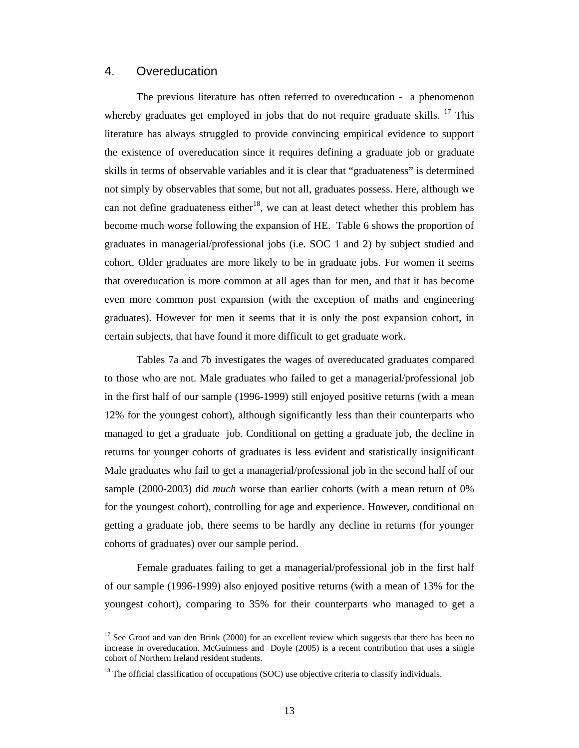## 4. Overeducation

The previous literature has often referred to overeducation - a phenomenon whereby graduates get employed in jobs that do not require graduate skills. [17] This literature has always struggled to provide convincing empirical evidence to support the existence of overeducation since it requires defining a graduate job or graduate skills in terms of observable variables and it is clear that "graduateness" is determined not simply by observables that some, but not all, graduates possess. Here, although we can not define graduateness either[18], we can at least detect whether this problem has become much worse following the expansion of HE. Table 6 shows the proportion of graduates in managerial/professional jobs (i.e. SOC 1 and 2) by subject studied and cohort. Older graduates are more likely to be in graduate jobs. For women it seems that overeducation is more common at all ages than for men, and that it has become even more common post expansion (with the exception of maths and engineering graduates). However for men it seems that it is only the post expansion cohort, in certain subjects, that have found it more difficult to get graduate work.

Tables 7a and 7b investigates the wages of overeducated graduates compared to those who are not. Male graduates who failed to get a managerial/professional job in the first half of our sample (1996-1999) still enjoyed positive returns (with a mean 12% for the youngest cohort), although significantly less than their counterparts who managed to get a graduate job. Conditional on getting a graduate job, the decline in returns for younger cohorts of graduates is less evident and statistically insignificant Male graduates who fail to get a managerial/professional job in the second half of our sample (2000-2003) did *much* worse than earlier cohorts (with a mean return of 0% for the youngest cohort), controlling for age and experience. However, conditional on getting a graduate job, there seems to be hardly any decline in returns (for younger cohorts of graduates) over our sample period.

Female graduates failing to get a managerial/professional job in the first half of our sample (1996-1999) also enjoyed positive returns (with a mean of 13% for the youngest cohort), comparing to 35% for their counterparts who managed to get a

[17] See Groot and van den Brink (2000) for an excellent review which suggests that there has been no increase in overeducation. McGuinness and Doyle (2005) is a recent contribution that uses a single cohort of Northern Ireland resident students.

[18] The official classification of occupations (SOC) use objective criteria to classify individuals.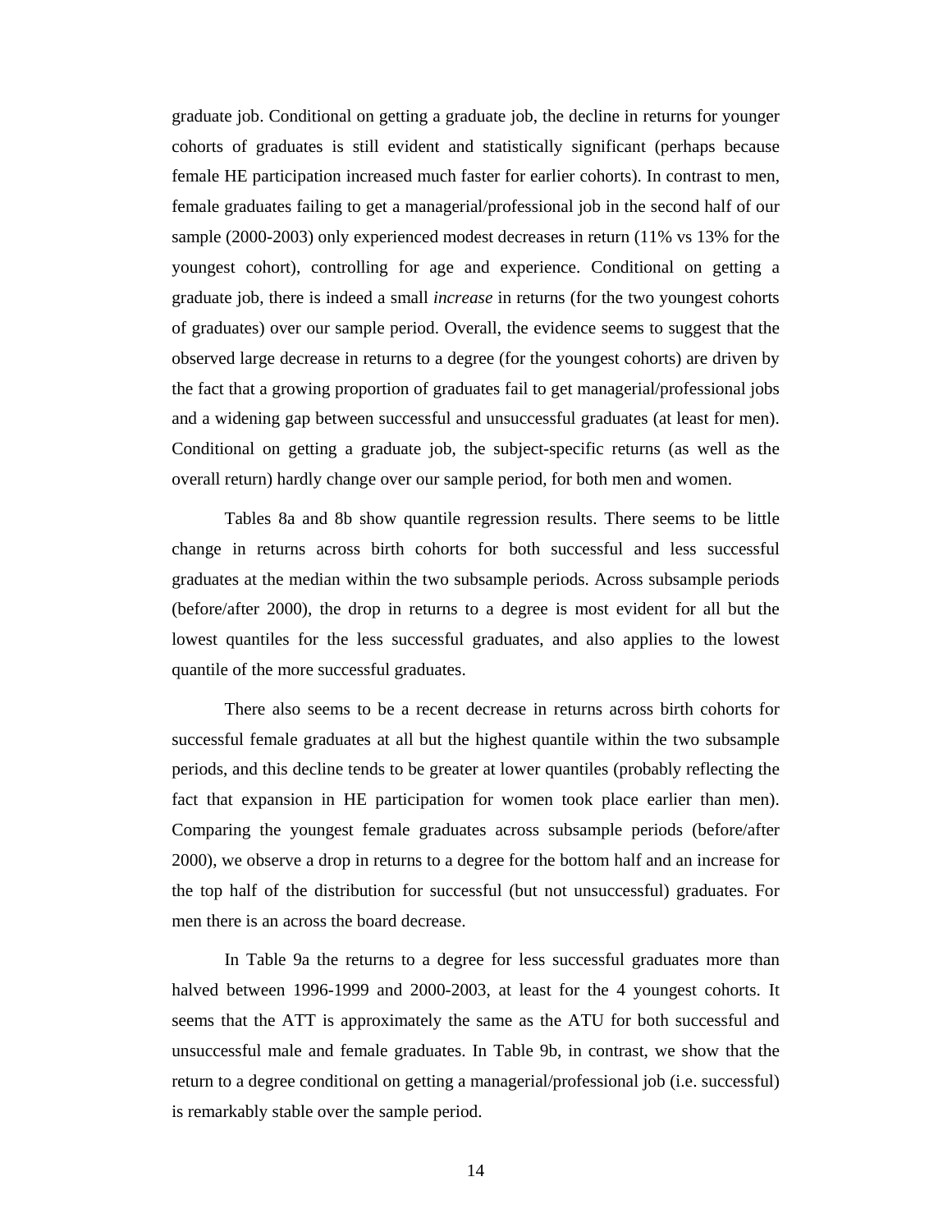graduate job. Conditional on getting a graduate job, the decline in returns for younger cohorts of graduates is still evident and statistically significant (perhaps because female HE participation increased much faster for earlier cohorts). In contrast to men, female graduates failing to get a managerial/professional job in the second half of our sample (2000-2003) only experienced modest decreases in return (11% vs 13% for the youngest cohort), controlling for age and experience. Conditional on getting a graduate job, there is indeed a small *increase* in returns (for the two youngest cohorts of graduates) over our sample period. Overall, the evidence seems to suggest that the observed large decrease in returns to a degree (for the youngest cohorts) are driven by the fact that a growing proportion of graduates fail to get managerial/professional jobs and a widening gap between successful and unsuccessful graduates (at least for men). Conditional on getting a graduate job, the subject-specific returns (as well as the overall return) hardly change over our sample period, for both men and women.

Tables 8a and 8b show quantile regression results. There seems to be little change in returns across birth cohorts for both successful and less successful graduates at the median within the two subsample periods. Across subsample periods (before/after 2000), the drop in returns to a degree is most evident for all but the lowest quantiles for the less successful graduates, and also applies to the lowest quantile of the more successful graduates.

There also seems to be a recent decrease in returns across birth cohorts for successful female graduates at all but the highest quantile within the two subsample periods, and this decline tends to be greater at lower quantiles (probably reflecting the fact that expansion in HE participation for women took place earlier than men). Comparing the youngest female graduates across subsample periods (before/after 2000), we observe a drop in returns to a degree for the bottom half and an increase for the top half of the distribution for successful (but not unsuccessful) graduates. For men there is an across the board decrease.

In Table 9a the returns to a degree for less successful graduates more than halved between 1996-1999 and 2000-2003, at least for the 4 youngest cohorts. It seems that the ATT is approximately the same as the ATU for both successful and unsuccessful male and female graduates. In Table 9b, in contrast, we show that the return to a degree conditional on getting a managerial/professional job (i.e. successful) is remarkably stable over the sample period.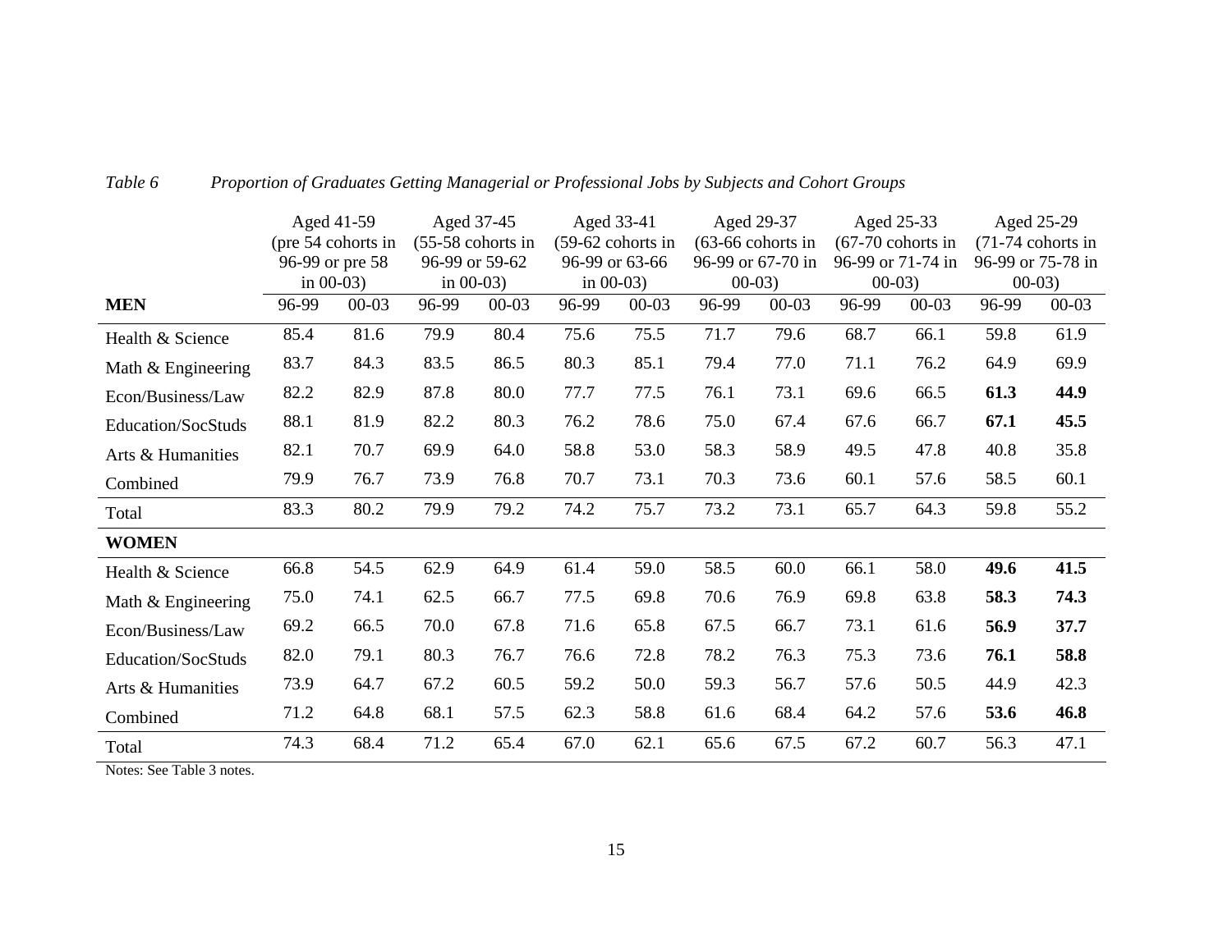*Table 6 Proportion of Graduates Getting Managerial or Professional Jobs by Subjects and Cohort Groups*

| | Aged 41-59 (pre 54 cohorts in 96-99 or pre 58 in 00-03) | | Aged 37-45 (55-58 cohorts in 96-99 or 59-62 in 00-03) | | Aged 33-41 (59-62 cohorts in 96-99 or 63-66 in 00-03) | | Aged 29-37 (63-66 cohorts in 96-99 or 67-70 in 00-03) | | Aged 25-33 (67-70 cohorts in 96-99 or 71-74 in 00-03) | | Aged 25-29 (71-74 cohorts in 96-99 or 75-78 in 00-03) | |
|---|---|---|---|---|---|---|---|---|---|---|---|---|
| **MEN** | 96-99 | 00-03 | 96-99 | 00-03 | 96-99 | 00-03 | 96-99 | 00-03 | 96-99 | 00-03 | 96-99 | 00-03 |
| Health & Science | 85.4 | 81.6 | 79.9 | 80.4 | 75.6 | 75.5 | 71.7 | 79.6 | 68.7 | 66.1 | 59.8 | 61.9 |
| Math & Engineering | 83.7 | 84.3 | 83.5 | 86.5 | 80.3 | 85.1 | 79.4 | 77.0 | 71.1 | 76.2 | 64.9 | 69.9 |
| Econ/Business/Law | 82.2 | 82.9 | 87.8 | 80.0 | 77.7 | 77.5 | 76.1 | 73.1 | 69.6 | 66.5 | **61.3** | **44.9** |
| Education/SocStuds | 88.1 | 81.9 | 82.2 | 80.3 | 76.2 | 78.6 | 75.0 | 67.4 | 67.6 | 66.7 | **67.1** | **45.5** |
| Arts & Humanities | 82.1 | 70.7 | 69.9 | 64.0 | 58.8 | 53.0 | 58.3 | 58.9 | 49.5 | 47.8 | 40.8 | 35.8 |
| Combined | 79.9 | 76.7 | 73.9 | 76.8 | 70.7 | 73.1 | 70.3 | 73.6 | 60.1 | 57.6 | 58.5 | 60.1 |
| Total | 83.3 | 80.2 | 79.9 | 79.2 | 74.2 | 75.7 | 73.2 | 73.1 | 65.7 | 64.3 | 59.8 | 55.2 |
| **WOMEN** | | | | | | | | | | | | |
| Health & Science | 66.8 | 54.5 | 62.9 | 64.9 | 61.4 | 59.0 | 58.5 | 60.0 | 66.1 | 58.0 | **49.6** | **41.5** |
| Math & Engineering | 75.0 | 74.1 | 62.5 | 66.7 | 77.5 | 69.8 | 70.6 | 76.9 | 69.8 | 63.8 | **58.3** | **74.3** |
| Econ/Business/Law | 69.2 | 66.5 | 70.0 | 67.8 | 71.6 | 65.8 | 67.5 | 66.7 | 73.1 | 61.6 | **56.9** | **37.7** |
| Education/SocStuds | 82.0 | 79.1 | 80.3 | 76.7 | 76.6 | 72.8 | 78.2 | 76.3 | 75.3 | 73.6 | **76.1** | **58.8** |
| Arts & Humanities | 73.9 | 64.7 | 67.2 | 60.5 | 59.2 | 50.0 | 59.3 | 56.7 | 57.6 | 50.5 | 44.9 | 42.3 |
| Combined | 71.2 | 64.8 | 68.1 | 57.5 | 62.3 | 58.8 | 61.6 | 68.4 | 64.2 | 57.6 | **53.6** | **46.8** |
| Total | 74.3 | 68.4 | 71.2 | 65.4 | 67.0 | 62.1 | 65.6 | 67.5 | 67.2 | 60.7 | 56.3 | 47.1 |

Notes: See Table 3 notes.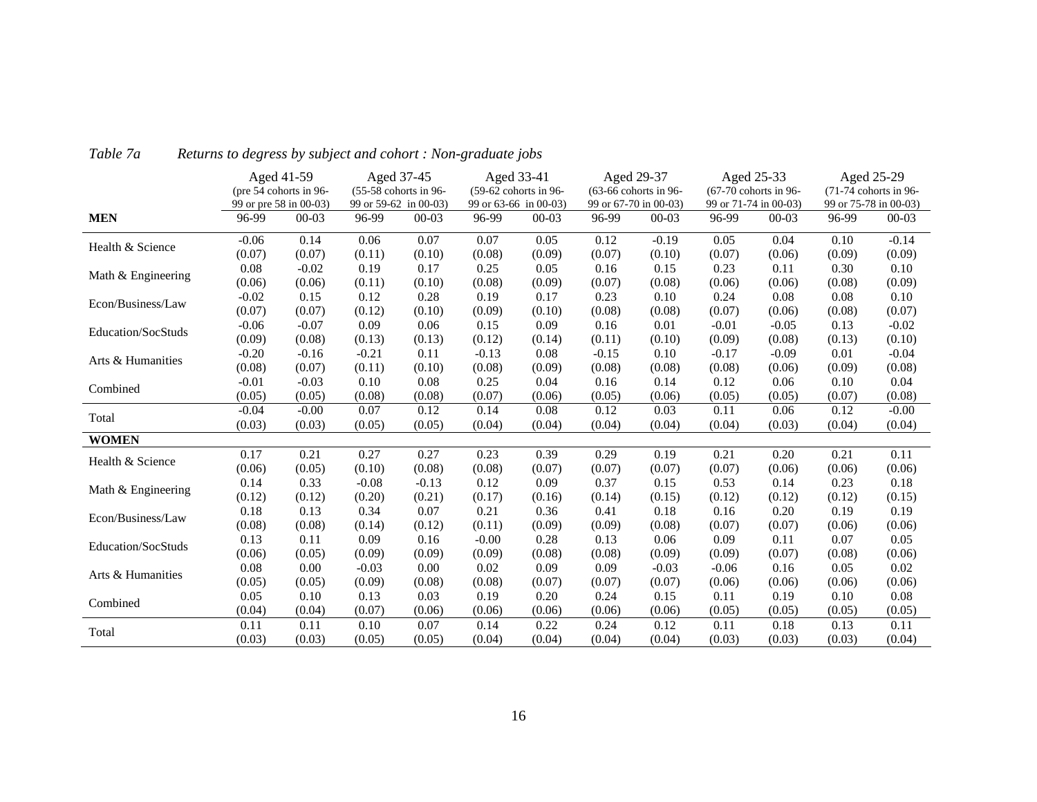*Table 7a Returns to degress by subject and cohort : Non-graduate jobs*

| | Aged 41-59 (pre 54 cohorts in 96-99 or pre 58 in 00-03) | | Aged 37-45 (55-58 cohorts in 96-99 or 59-62 in 00-03) | | Aged 33-41 (59-62 cohorts in 96-99 or 63-66 in 00-03) | | Aged 29-37 (63-66 cohorts in 96-99 or 67-70 in 00-03) | | Aged 25-33 (67-70 cohorts in 96-99 or 71-74 in 00-03) | | Aged 25-29 (71-74 cohorts in 96-99 or 75-78 in 00-03) | |
|---|---|---|---|---|---|---|---|---|---|---|---|---|
| **MEN** | 96-99 | 00-03 | 96-99 | 00-03 | 96-99 | 00-03 | 96-99 | 00-03 | 96-99 | 00-03 | 96-99 | 00-03 |
| Health & Science | -0.06 | 0.14 | 0.06 | 0.07 | 0.07 | 0.05 | 0.12 | -0.19 | 0.05 | 0.04 | 0.10 | -0.14 |
| | (0.07) | (0.07) | (0.11) | (0.10) | (0.08) | (0.09) | (0.07) | (0.10) | (0.07) | (0.06) | (0.09) | (0.09) |
| Math & Engineering | 0.08 | -0.02 | 0.19 | 0.17 | 0.25 | 0.05 | 0.16 | 0.15 | 0.23 | 0.11 | 0.30 | 0.10 |
| | (0.06) | (0.06) | (0.11) | (0.10) | (0.08) | (0.09) | (0.07) | (0.08) | (0.06) | (0.06) | (0.08) | (0.09) |
| Econ/Business/Law | -0.02 | 0.15 | 0.12 | 0.28 | 0.19 | 0.17 | 0.23 | 0.10 | 0.24 | 0.08 | 0.08 | 0.10 |
| | (0.07) | (0.07) | (0.12) | (0.10) | (0.09) | (0.10) | (0.08) | (0.08) | (0.07) | (0.06) | (0.08) | (0.07) |
| Education/SocStuds | -0.06 | -0.07 | 0.09 | 0.06 | 0.15 | 0.09 | 0.16 | 0.01 | -0.01 | -0.05 | 0.13 | -0.02 |
| | (0.09) | (0.08) | (0.13) | (0.13) | (0.12) | (0.14) | (0.11) | (0.10) | (0.09) | (0.08) | (0.13) | (0.10) |
| Arts & Humanities | -0.20 | -0.16 | -0.21 | 0.11 | -0.13 | 0.08 | -0.15 | 0.10 | -0.17 | -0.09 | 0.01 | -0.04 |
| | (0.08) | (0.07) | (0.11) | (0.10) | (0.08) | (0.09) | (0.08) | (0.08) | (0.08) | (0.06) | (0.09) | (0.08) |
| Combined | -0.01 | -0.03 | 0.10 | 0.08 | 0.25 | 0.04 | 0.16 | 0.14 | 0.12 | 0.06 | 0.10 | 0.04 |
| | (0.05) | (0.05) | (0.08) | (0.08) | (0.07) | (0.06) | (0.05) | (0.06) | (0.05) | (0.05) | (0.07) | (0.08) |
| Total | -0.04 | -0.00 | 0.07 | 0.12 | 0.14 | 0.08 | 0.12 | 0.03 | 0.11 | 0.06 | 0.12 | -0.00 |
| | (0.03) | (0.03) | (0.05) | (0.05) | (0.04) | (0.04) | (0.04) | (0.04) | (0.04) | (0.03) | (0.04) | (0.04) |
| **WOMEN** | | | | | | | | | | | | |
| Health & Science | 0.17 | 0.21 | 0.27 | 0.27 | 0.23 | 0.39 | 0.29 | 0.19 | 0.21 | 0.20 | 0.21 | 0.11 |
| | (0.06) | (0.05) | (0.10) | (0.08) | (0.08) | (0.07) | (0.07) | (0.07) | (0.07) | (0.06) | (0.06) | (0.06) |
| Math & Engineering | 0.14 | 0.33 | -0.08 | -0.13 | 0.12 | 0.09 | 0.37 | 0.15 | 0.53 | 0.14 | 0.23 | 0.18 |
| | (0.12) | (0.12) | (0.20) | (0.21) | (0.17) | (0.16) | (0.14) | (0.15) | (0.12) | (0.12) | (0.12) | (0.15) |
| Econ/Business/Law | 0.18 | 0.13 | 0.34 | 0.07 | 0.21 | 0.36 | 0.41 | 0.18 | 0.16 | 0.20 | 0.19 | 0.19 |
| | (0.08) | (0.08) | (0.14) | (0.12) | (0.11) | (0.09) | (0.09) | (0.08) | (0.07) | (0.07) | (0.06) | (0.06) |
| Education/SocStuds | 0.13 | 0.11 | 0.09 | 0.16 | -0.00 | 0.28 | 0.13 | 0.06 | 0.09 | 0.11 | 0.07 | 0.05 |
| | (0.06) | (0.05) | (0.09) | (0.09) | (0.09) | (0.08) | (0.08) | (0.09) | (0.09) | (0.07) | (0.08) | (0.06) |
| Arts & Humanities | 0.08 | 0.00 | -0.03 | 0.00 | 0.02 | 0.09 | 0.09 | -0.03 | -0.06 | 0.16 | 0.05 | 0.02 |
| | (0.05) | (0.05) | (0.09) | (0.08) | (0.08) | (0.07) | (0.07) | (0.07) | (0.06) | (0.06) | (0.06) | (0.06) |
| Combined | 0.05 | 0.10 | 0.13 | 0.03 | 0.19 | 0.20 | 0.24 | 0.15 | 0.11 | 0.19 | 0.10 | 0.08 |
| | (0.04) | (0.04) | (0.07) | (0.06) | (0.06) | (0.06) | (0.06) | (0.06) | (0.05) | (0.05) | (0.05) | (0.05) |
| Total | 0.11 | 0.11 | 0.10 | 0.07 | 0.14 | 0.22 | 0.24 | 0.12 | 0.11 | 0.18 | 0.13 | 0.11 |
| | (0.03) | (0.03) | (0.05) | (0.05) | (0.04) | (0.04) | (0.04) | (0.04) | (0.03) | (0.03) | (0.03) | (0.04) |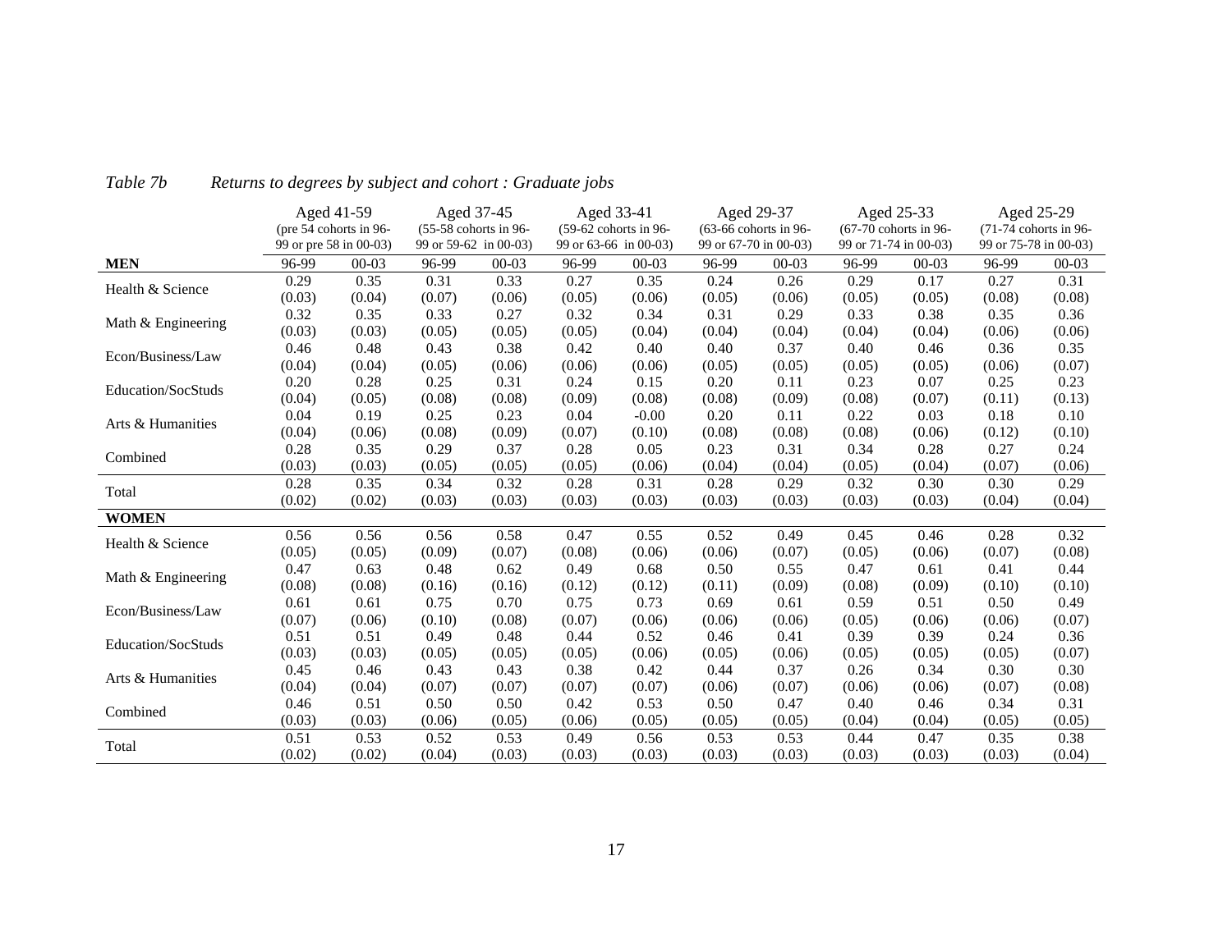*Table 7b Returns to degrees by subject and cohort : Graduate jobs*

| | Aged 41-59 (pre 54 cohorts in 96-99 or pre 58 in 00-03) | | Aged 37-45 (55-58 cohorts in 96-99 or 59-62 in 00-03) | | Aged 33-41 (59-62 cohorts in 96-99 or 63-66 in 00-03) | | Aged 29-37 (63-66 cohorts in 96-99 or 67-70 in 00-03) | | Aged 25-33 (67-70 cohorts in 96-99 or 71-74 in 00-03) | | Aged 25-29 (71-74 cohorts in 96-99 or 75-78 in 00-03) | |
|---|---|---|---|---|---|---|---|---|---|---|---|---|
| **MEN** | 96-99 | 00-03 | 96-99 | 00-03 | 96-99 | 00-03 | 96-99 | 00-03 | 96-99 | 00-03 | 96-99 | 00-03 |
| Health & Science | 0.29 | 0.35 | 0.31 | 0.33 | 0.27 | 0.35 | 0.24 | 0.26 | 0.29 | 0.17 | 0.27 | 0.31 |
| | (0.03) | (0.04) | (0.07) | (0.06) | (0.05) | (0.06) | (0.05) | (0.06) | (0.05) | (0.05) | (0.08) | (0.08) |
| Math & Engineering | 0.32 | 0.35 | 0.33 | 0.27 | 0.32 | 0.34 | 0.31 | 0.29 | 0.33 | 0.38 | 0.35 | 0.36 |
| | (0.03) | (0.03) | (0.05) | (0.05) | (0.05) | (0.04) | (0.04) | (0.04) | (0.04) | (0.04) | (0.06) | (0.06) |
| Econ/Business/Law | 0.46 | 0.48 | 0.43 | 0.38 | 0.42 | 0.40 | 0.40 | 0.37 | 0.40 | 0.46 | 0.36 | 0.35 |
| | (0.04) | (0.04) | (0.05) | (0.06) | (0.06) | (0.06) | (0.05) | (0.05) | (0.05) | (0.05) | (0.06) | (0.07) |
| Education/SocStuds | 0.20 | 0.28 | 0.25 | 0.31 | 0.24 | 0.15 | 0.20 | 0.11 | 0.23 | 0.07 | 0.25 | 0.23 |
| | (0.04) | (0.05) | (0.08) | (0.08) | (0.09) | (0.08) | (0.08) | (0.09) | (0.08) | (0.07) | (0.11) | (0.13) |
| Arts & Humanities | 0.04 | 0.19 | 0.25 | 0.23 | 0.04 | -0.00 | 0.20 | 0.11 | 0.22 | 0.03 | 0.18 | 0.10 |
| | (0.04) | (0.06) | (0.08) | (0.09) | (0.07) | (0.10) | (0.08) | (0.08) | (0.08) | (0.06) | (0.12) | (0.10) |
| Combined | 0.28 | 0.35 | 0.29 | 0.37 | 0.28 | 0.05 | 0.23 | 0.31 | 0.34 | 0.28 | 0.27 | 0.24 |
| | (0.03) | (0.03) | (0.05) | (0.05) | (0.05) | (0.06) | (0.04) | (0.04) | (0.05) | (0.04) | (0.07) | (0.06) |
| Total | 0.28 | 0.35 | 0.34 | 0.32 | 0.28 | 0.31 | 0.28 | 0.29 | 0.32 | 0.30 | 0.30 | 0.29 |
| | (0.02) | (0.02) | (0.03) | (0.03) | (0.03) | (0.03) | (0.03) | (0.03) | (0.03) | (0.03) | (0.04) | (0.04) |
| **WOMEN** | | | | | | | | | | | | |
| Health & Science | 0.56 | 0.56 | 0.56 | 0.58 | 0.47 | 0.55 | 0.52 | 0.49 | 0.45 | 0.46 | 0.28 | 0.32 |
| | (0.05) | (0.05) | (0.09) | (0.07) | (0.08) | (0.06) | (0.06) | (0.07) | (0.05) | (0.06) | (0.07) | (0.08) |
| Math & Engineering | 0.47 | 0.63 | 0.48 | 0.62 | 0.49 | 0.68 | 0.50 | 0.55 | 0.47 | 0.61 | 0.41 | 0.44 |
| | (0.08) | (0.08) | (0.16) | (0.16) | (0.12) | (0.12) | (0.11) | (0.09) | (0.08) | (0.09) | (0.10) | (0.10) |
| Econ/Business/Law | 0.61 | 0.61 | 0.75 | 0.70 | 0.75 | 0.73 | 0.69 | 0.61 | 0.59 | 0.51 | 0.50 | 0.49 |
| | (0.07) | (0.06) | (0.10) | (0.08) | (0.07) | (0.06) | (0.06) | (0.06) | (0.05) | (0.06) | (0.06) | (0.07) |
| Education/SocStuds | 0.51 | 0.51 | 0.49 | 0.48 | 0.44 | 0.52 | 0.46 | 0.41 | 0.39 | 0.39 | 0.24 | 0.36 |
| | (0.03) | (0.03) | (0.05) | (0.05) | (0.05) | (0.06) | (0.05) | (0.06) | (0.05) | (0.05) | (0.05) | (0.07) |
| Arts & Humanities | 0.45 | 0.46 | 0.43 | 0.43 | 0.38 | 0.42 | 0.44 | 0.37 | 0.26 | 0.34 | 0.30 | 0.30 |
| | (0.04) | (0.04) | (0.07) | (0.07) | (0.07) | (0.07) | (0.06) | (0.07) | (0.06) | (0.06) | (0.07) | (0.08) |
| Combined | 0.46 | 0.51 | 0.50 | 0.50 | 0.42 | 0.53 | 0.50 | 0.47 | 0.40 | 0.46 | 0.34 | 0.31 |
| | (0.03) | (0.03) | (0.06) | (0.05) | (0.06) | (0.05) | (0.05) | (0.05) | (0.04) | (0.04) | (0.05) | (0.05) |
| Total | 0.51 | 0.53 | 0.52 | 0.53 | 0.49 | 0.56 | 0.53 | 0.53 | 0.44 | 0.47 | 0.35 | 0.38 |
| | (0.02) | (0.02) | (0.04) | (0.03) | (0.03) | (0.03) | (0.03) | (0.03) | (0.03) | (0.03) | (0.03) | (0.04) |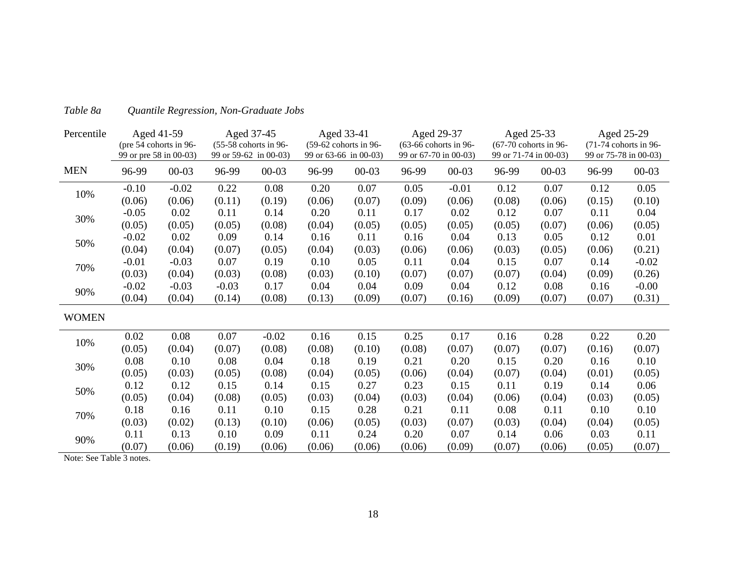*Table 8a* *Quantile Regression, Non-Graduate Jobs*

| Percentile | Aged 41-59 (pre 54 cohorts in 96-99 or pre 58 in 00-03) | | Aged 37-45 (55-58 cohorts in 96-99 or 59-62 in 00-03) | | Aged 33-41 (59-62 cohorts in 96-99 or 63-66 in 00-03) | | Aged 29-37 (63-66 cohorts in 96-99 or 67-70 in 00-03) | | Aged 25-33 (67-70 cohorts in 96-99 or 71-74 in 00-03) | | Aged 25-29 (71-74 cohorts in 96-99 or 75-78 in 00-03) | |
|---|---|---|---|---|---|---|---|---|---|---|---|---|
| **MEN** | 96-99 | 00-03 | 96-99 | 00-03 | 96-99 | 00-03 | 96-99 | 00-03 | 96-99 | 00-03 | 96-99 | 00-03 |
| 10% | -0.10 | -0.02 | 0.22 | 0.08 | 0.20 | 0.07 | 0.05 | -0.01 | 0.12 | 0.07 | 0.12 | 0.05 |
| | (0.06) | (0.06) | (0.11) | (0.19) | (0.06) | (0.07) | (0.09) | (0.06) | (0.08) | (0.06) | (0.15) | (0.10) |
| 30% | -0.05 | 0.02 | 0.11 | 0.14 | 0.20 | 0.11 | 0.17 | 0.02 | 0.12 | 0.07 | 0.11 | 0.04 |
| | (0.05) | (0.05) | (0.05) | (0.08) | (0.04) | (0.05) | (0.05) | (0.05) | (0.05) | (0.07) | (0.06) | (0.05) |
| 50% | -0.02 | 0.02 | 0.09 | 0.14 | 0.16 | 0.11 | 0.16 | 0.04 | 0.13 | 0.05 | 0.12 | 0.01 |
| | (0.04) | (0.04) | (0.07) | (0.05) | (0.04) | (0.03) | (0.06) | (0.06) | (0.03) | (0.05) | (0.06) | (0.21) |
| 70% | -0.01 | -0.03 | 0.07 | 0.19 | 0.10 | 0.05 | 0.11 | 0.04 | 0.15 | 0.07 | 0.14 | -0.02 |
| | (0.03) | (0.04) | (0.03) | (0.08) | (0.03) | (0.10) | (0.07) | (0.07) | (0.07) | (0.04) | (0.09) | (0.26) |
| 90% | -0.02 | -0.03 | -0.03 | 0.17 | 0.04 | 0.04 | 0.09 | 0.04 | 0.12 | 0.08 | 0.16 | -0.00 |
| | (0.04) | (0.04) | (0.14) | (0.08) | (0.13) | (0.09) | (0.07) | (0.16) | (0.09) | (0.07) | (0.07) | (0.31) |
| **WOMEN** | | | | | | | | | | | | |
| 10% | 0.02 | 0.08 | 0.07 | -0.02 | 0.16 | 0.15 | 0.25 | 0.17 | 0.16 | 0.28 | 0.22 | 0.20 |
| | (0.05) | (0.04) | (0.07) | (0.08) | (0.08) | (0.10) | (0.08) | (0.07) | (0.07) | (0.07) | (0.16) | (0.07) |
| 30% | 0.08 | 0.10 | 0.08 | 0.04 | 0.18 | 0.19 | 0.21 | 0.20 | 0.15 | 0.20 | 0.16 | 0.10 |
| | (0.05) | (0.03) | (0.05) | (0.08) | (0.04) | (0.05) | (0.06) | (0.04) | (0.07) | (0.04) | (0.01) | (0.05) |
| 50% | 0.12 | 0.12 | 0.15 | 0.14 | 0.15 | 0.27 | 0.23 | 0.15 | 0.11 | 0.19 | 0.14 | 0.06 |
| | (0.05) | (0.04) | (0.08) | (0.05) | (0.03) | (0.04) | (0.03) | (0.04) | (0.06) | (0.04) | (0.03) | (0.05) |
| 70% | 0.18 | 0.16 | 0.11 | 0.10 | 0.15 | 0.28 | 0.21 | 0.11 | 0.08 | 0.11 | 0.10 | 0.10 |
| | (0.03) | (0.02) | (0.13) | (0.10) | (0.06) | (0.05) | (0.03) | (0.07) | (0.03) | (0.04) | (0.04) | (0.05) |
| 90% | 0.11 | 0.13 | 0.10 | 0.09 | 0.11 | 0.24 | 0.20 | 0.07 | 0.14 | 0.06 | 0.03 | 0.11 |
| | (0.07) | (0.06) | (0.19) | (0.06) | (0.06) | (0.06) | (0.06) | (0.09) | (0.07) | (0.06) | (0.05) | (0.07) |

Note: See Table 3 notes.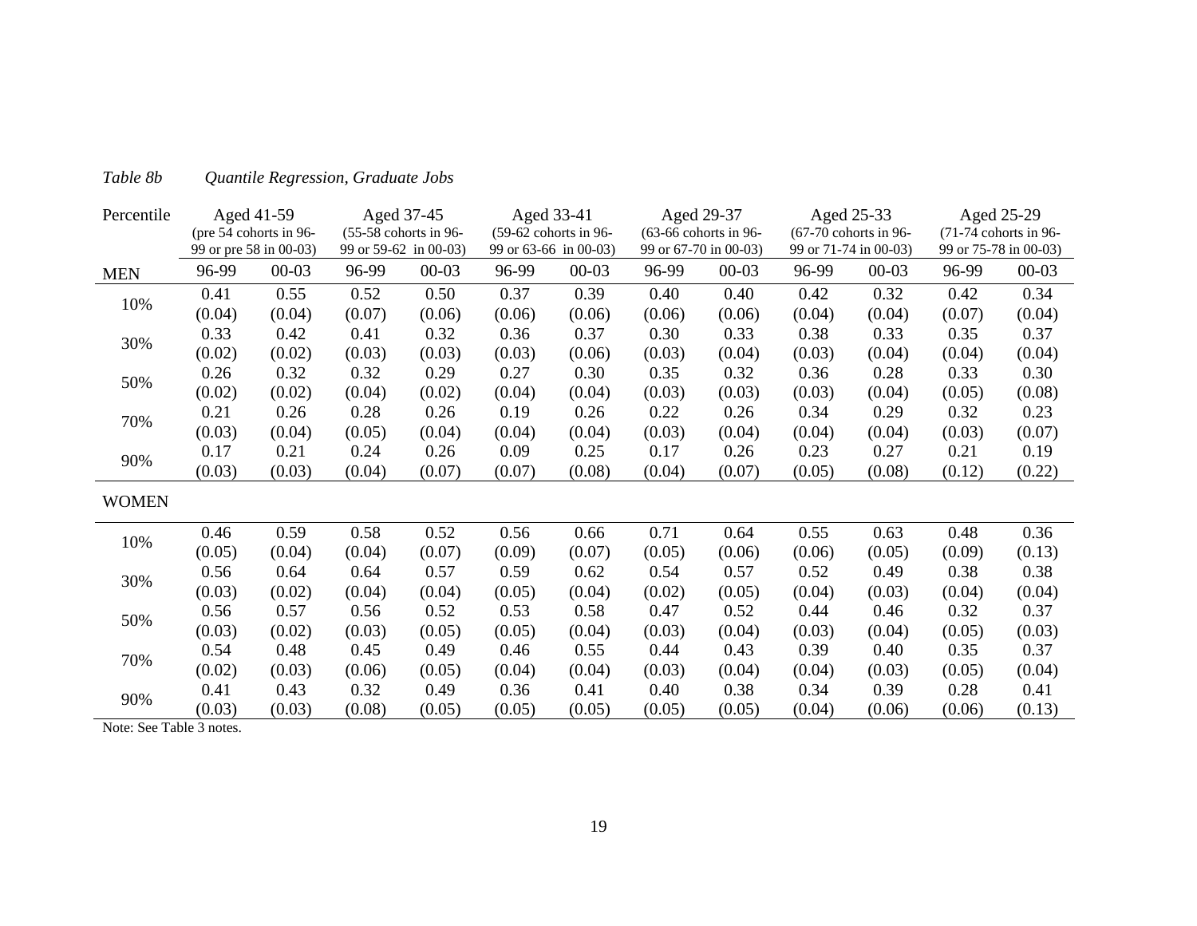*Table 8b* *Quantile Regression, Graduate Jobs*

| Percentile | Aged 41-59 (pre 54 cohorts in 96-99 or pre 58 in 00-03) | | Aged 37-45 (55-58 cohorts in 96-99 or 59-62 in 00-03) | | Aged 33-41 (59-62 cohorts in 96-99 or 63-66 in 00-03) | | Aged 29-37 (63-66 cohorts in 96-99 or 67-70 in 00-03) | | Aged 25-33 (67-70 cohorts in 96-99 or 71-74 in 00-03) | | Aged 25-29 (71-74 cohorts in 96-99 or 75-78 in 00-03) | |
|---|---|---|---|---|---|---|---|---|---|---|---|---|
| **MEN** | 96-99 | 00-03 | 96-99 | 00-03 | 96-99 | 00-03 | 96-99 | 00-03 | 96-99 | 00-03 | 96-99 | 00-03 |
| 10% | 0.41 | 0.55 | 0.52 | 0.50 | 0.37 | 0.39 | 0.40 | 0.40 | 0.42 | 0.32 | 0.42 | 0.34 |
| | (0.04) | (0.04) | (0.07) | (0.06) | (0.06) | (0.06) | (0.06) | (0.06) | (0.04) | (0.04) | (0.07) | (0.04) |
| 30% | 0.33 | 0.42 | 0.41 | 0.32 | 0.36 | 0.37 | 0.30 | 0.33 | 0.38 | 0.33 | 0.35 | 0.37 |
| | (0.02) | (0.02) | (0.03) | (0.03) | (0.03) | (0.06) | (0.03) | (0.04) | (0.03) | (0.04) | (0.04) | (0.04) |
| 50% | 0.26 | 0.32 | 0.32 | 0.29 | 0.27 | 0.30 | 0.35 | 0.32 | 0.36 | 0.28 | 0.33 | 0.30 |
| | (0.02) | (0.02) | (0.04) | (0.02) | (0.04) | (0.04) | (0.03) | (0.03) | (0.03) | (0.04) | (0.05) | (0.08) |
| 70% | 0.21 | 0.26 | 0.28 | 0.26 | 0.19 | 0.26 | 0.22 | 0.26 | 0.34 | 0.29 | 0.32 | 0.23 |
| | (0.03) | (0.04) | (0.05) | (0.04) | (0.04) | (0.04) | (0.03) | (0.04) | (0.04) | (0.04) | (0.03) | (0.07) |
| 90% | 0.17 | 0.21 | 0.24 | 0.26 | 0.09 | 0.25 | 0.17 | 0.26 | 0.23 | 0.27 | 0.21 | 0.19 |
| | (0.03) | (0.03) | (0.04) | (0.07) | (0.07) | (0.08) | (0.04) | (0.07) | (0.05) | (0.08) | (0.12) | (0.22) |
| **WOMEN** | | | | | | | | | | | | |
| 10% | 0.46 | 0.59 | 0.58 | 0.52 | 0.56 | 0.66 | 0.71 | 0.64 | 0.55 | 0.63 | 0.48 | 0.36 |
| | (0.05) | (0.04) | (0.04) | (0.07) | (0.09) | (0.07) | (0.05) | (0.06) | (0.06) | (0.05) | (0.09) | (0.13) |
| 30% | 0.56 | 0.64 | 0.64 | 0.57 | 0.59 | 0.62 | 0.54 | 0.57 | 0.52 | 0.49 | 0.38 | 0.38 |
| | (0.03) | (0.02) | (0.04) | (0.04) | (0.05) | (0.04) | (0.02) | (0.05) | (0.04) | (0.03) | (0.04) | (0.04) |
| 50% | 0.56 | 0.57 | 0.56 | 0.52 | 0.53 | 0.58 | 0.47 | 0.52 | 0.44 | 0.46 | 0.32 | 0.37 |
| | (0.03) | (0.02) | (0.03) | (0.05) | (0.05) | (0.04) | (0.03) | (0.04) | (0.03) | (0.04) | (0.05) | (0.03) |
| 70% | 0.54 | 0.48 | 0.45 | 0.49 | 0.46 | 0.55 | 0.44 | 0.43 | 0.39 | 0.40 | 0.35 | 0.37 |
| | (0.02) | (0.03) | (0.06) | (0.05) | (0.04) | (0.04) | (0.03) | (0.04) | (0.04) | (0.03) | (0.05) | (0.04) |
| 90% | 0.41 | 0.43 | 0.32 | 0.49 | 0.36 | 0.41 | 0.40 | 0.38 | 0.34 | 0.39 | 0.28 | 0.41 |
| | (0.03) | (0.03) | (0.08) | (0.05) | (0.05) | (0.05) | (0.05) | (0.05) | (0.04) | (0.06) | (0.06) | (0.13) |

Note: See Table 3 notes.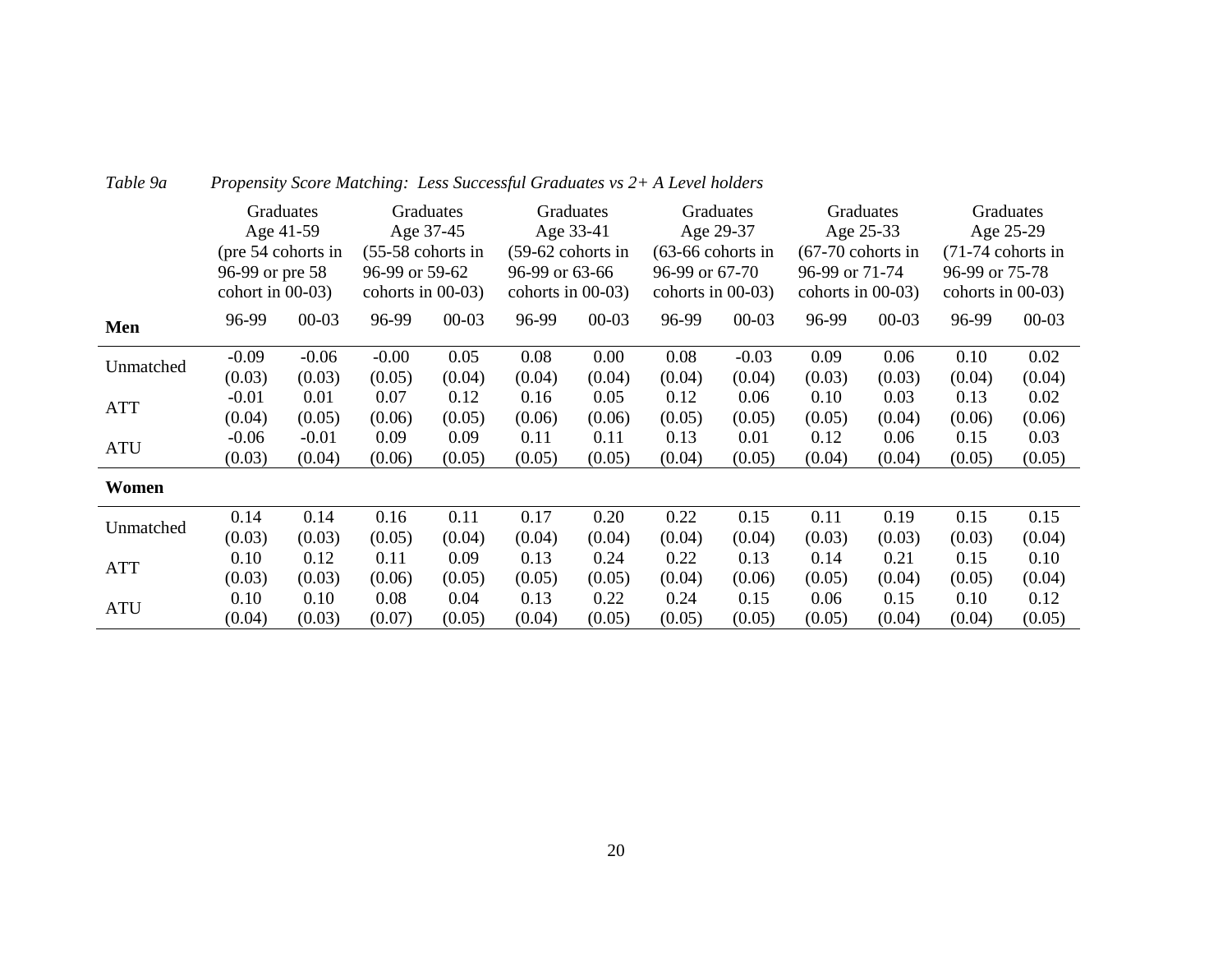*Table 9a* *Propensity Score Matching: Less Successful Graduates vs 2+ A Level holders*

| | Graduates Age 41-59 (pre 54 cohorts in 96-99 or pre 58 cohort in 00-03) | | Graduates Age 37-45 (55-58 cohorts in 96-99 or 59-62 cohorts in 00-03) | | Graduates Age 33-41 (59-62 cohorts in 96-99 or 63-66 cohorts in 00-03) | | Graduates Age 29-37 (63-66 cohorts in 96-99 or 67-70 cohorts in 00-03) | | Graduates Age 25-33 (67-70 cohorts in 96-99 or 71-74 cohorts in 00-03) | | Graduates Age 25-29 (71-74 cohorts in 96-99 or 75-78 cohorts in 00-03) | |
|---|---|---|---|---|---|---|---|---|---|---|---|---|
| **Men** | 96-99 | 00-03 | 96-99 | 00-03 | 96-99 | 00-03 | 96-99 | 00-03 | 96-99 | 00-03 | 96-99 | 00-03 |
| Unmatched | -0.09 | -0.06 | -0.00 | 0.05 | 0.08 | 0.00 | 0.08 | -0.03 | 0.09 | 0.06 | 0.10 | 0.02 |
| | (0.03) | (0.03) | (0.05) | (0.04) | (0.04) | (0.04) | (0.04) | (0.04) | (0.03) | (0.03) | (0.04) | (0.04) |
| ATT | -0.01 | 0.01 | 0.07 | 0.12 | 0.16 | 0.05 | 0.12 | 0.06 | 0.10 | 0.03 | 0.13 | 0.02 |
| | (0.04) | (0.05) | (0.06) | (0.05) | (0.06) | (0.06) | (0.05) | (0.05) | (0.05) | (0.04) | (0.06) | (0.06) |
| ATU | -0.06 | -0.01 | 0.09 | 0.09 | 0.11 | 0.11 | 0.13 | 0.01 | 0.12 | 0.06 | 0.15 | 0.03 |
| | (0.03) | (0.04) | (0.06) | (0.05) | (0.05) | (0.05) | (0.04) | (0.05) | (0.04) | (0.04) | (0.05) | (0.05) |
| **Women** | | | | | | | | | | | | |
| Unmatched | 0.14 | 0.14 | 0.16 | 0.11 | 0.17 | 0.20 | 0.22 | 0.15 | 0.11 | 0.19 | 0.15 | 0.15 |
| | (0.03) | (0.03) | (0.05) | (0.04) | (0.04) | (0.04) | (0.04) | (0.04) | (0.03) | (0.03) | (0.03) | (0.04) |
| ATT | 0.10 | 0.12 | 0.11 | 0.09 | 0.13 | 0.24 | 0.22 | 0.13 | 0.14 | 0.21 | 0.15 | 0.10 |
| | (0.03) | (0.03) | (0.06) | (0.05) | (0.05) | (0.05) | (0.04) | (0.06) | (0.05) | (0.04) | (0.05) | (0.04) |
| ATU | 0.10 | 0.10 | 0.08 | 0.04 | 0.13 | 0.22 | 0.24 | 0.15 | 0.06 | 0.15 | 0.10 | 0.12 |
| | (0.04) | (0.03) | (0.07) | (0.05) | (0.04) | (0.05) | (0.05) | (0.05) | (0.05) | (0.04) | (0.04) | (0.05) |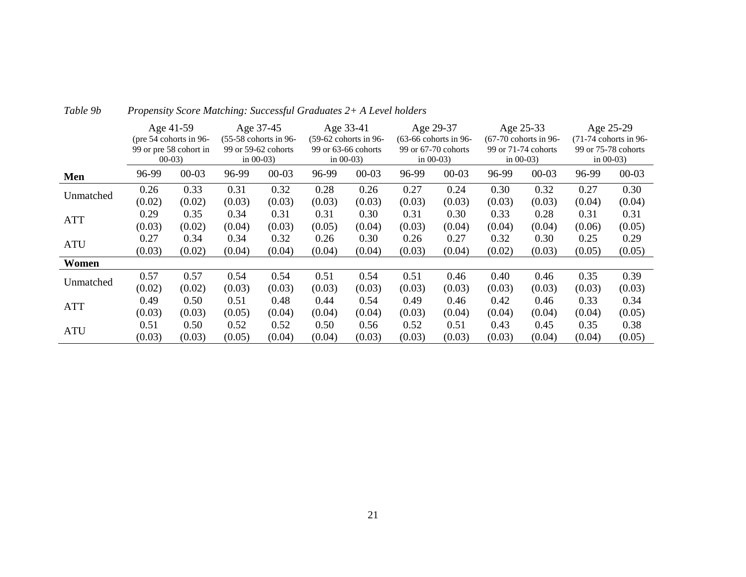*Table 9b Propensity Score Matching: Successful Graduates 2+ A Level holders*

| | Age 41-59 (pre 54 cohorts in 96-99 or pre 58 cohort in 00-03) | | Age 37-45 (55-58 cohorts in 96-99 or 59-62 cohorts in 00-03) | | Age 33-41 (59-62 cohorts in 96-99 or 63-66 cohorts in 00-03) | | Age 29-37 (63-66 cohorts in 96-99 or 67-70 cohorts in 00-03) | | Age 25-33 (67-70 cohorts in 96-99 or 71-74 cohorts in 00-03) | | Age 25-29 (71-74 cohorts in 96-99 or 75-78 cohorts in 00-03) | |
|---|---|---|---|---|---|---|---|---|---|---|---|---|
| **Men** | 96-99 | 00-03 | 96-99 | 00-03 | 96-99 | 00-03 | 96-99 | 00-03 | 96-99 | 00-03 | 96-99 | 00-03 |
| Unmatched | 0.26 | 0.33 | 0.31 | 0.32 | 0.28 | 0.26 | 0.27 | 0.24 | 0.30 | 0.32 | 0.27 | 0.30 |
| | (0.02) | (0.02) | (0.03) | (0.03) | (0.03) | (0.03) | (0.03) | (0.03) | (0.03) | (0.03) | (0.04) | (0.04) |
| ATT | 0.29 | 0.35 | 0.34 | 0.31 | 0.31 | 0.30 | 0.31 | 0.30 | 0.33 | 0.28 | 0.31 | 0.31 |
| | (0.03) | (0.02) | (0.04) | (0.03) | (0.05) | (0.04) | (0.03) | (0.04) | (0.04) | (0.04) | (0.06) | (0.05) |
| ATU | 0.27 | 0.34 | 0.34 | 0.32 | 0.26 | 0.30 | 0.26 | 0.27 | 0.32 | 0.30 | 0.25 | 0.29 |
| | (0.03) | (0.02) | (0.04) | (0.04) | (0.04) | (0.04) | (0.03) | (0.04) | (0.02) | (0.03) | (0.05) | (0.05) |
| **Women** | | | | | | | | | | | | |
| Unmatched | 0.57 | 0.57 | 0.54 | 0.54 | 0.51 | 0.54 | 0.51 | 0.46 | 0.40 | 0.46 | 0.35 | 0.39 |
| | (0.02) | (0.02) | (0.03) | (0.03) | (0.03) | (0.03) | (0.03) | (0.03) | (0.03) | (0.03) | (0.03) | (0.03) |
| ATT | 0.49 | 0.50 | 0.51 | 0.48 | 0.44 | 0.54 | 0.49 | 0.46 | 0.42 | 0.46 | 0.33 | 0.34 |
| | (0.03) | (0.03) | (0.05) | (0.04) | (0.04) | (0.04) | (0.03) | (0.04) | (0.04) | (0.04) | (0.04) | (0.05) |
| ATU | 0.51 | 0.50 | 0.52 | 0.52 | 0.50 | 0.56 | 0.52 | 0.51 | 0.43 | 0.45 | 0.35 | 0.38 |
| | (0.03) | (0.03) | (0.05) | (0.04) | (0.04) | (0.03) | (0.03) | (0.03) | (0.03) | (0.04) | (0.04) | (0.05) |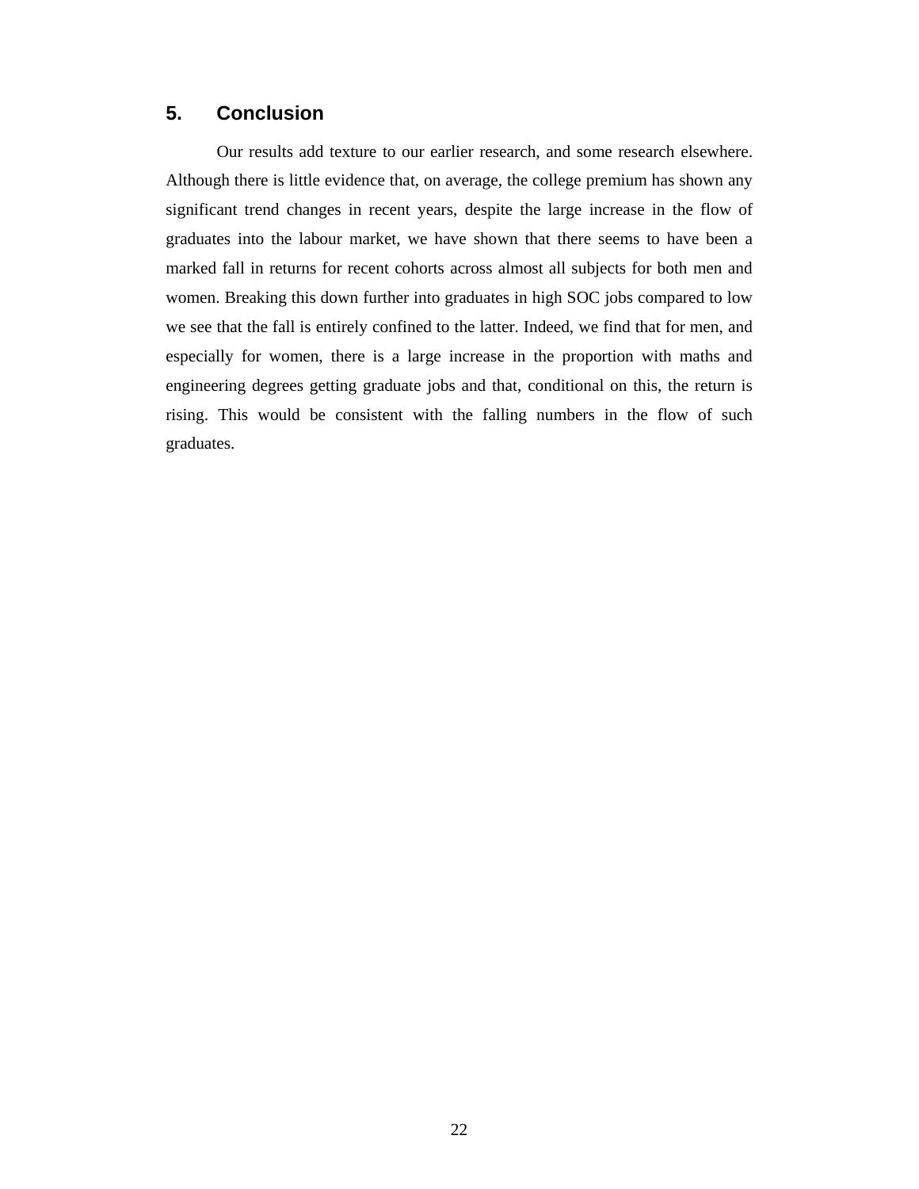## 5. Conclusion

Our results add texture to our earlier research, and some research elsewhere. Although there is little evidence that, on average, the college premium has shown any significant trend changes in recent years, despite the large increase in the flow of graduates into the labour market, we have shown that there seems to have been a marked fall in returns for recent cohorts across almost all subjects for both men and women. Breaking this down further into graduates in high SOC jobs compared to low we see that the fall is entirely confined to the latter. Indeed, we find that for men, and especially for women, there is a large increase in the proportion with maths and engineering degrees getting graduate jobs and that, conditional on this, the return is rising. This would be consistent with the falling numbers in the flow of such graduates.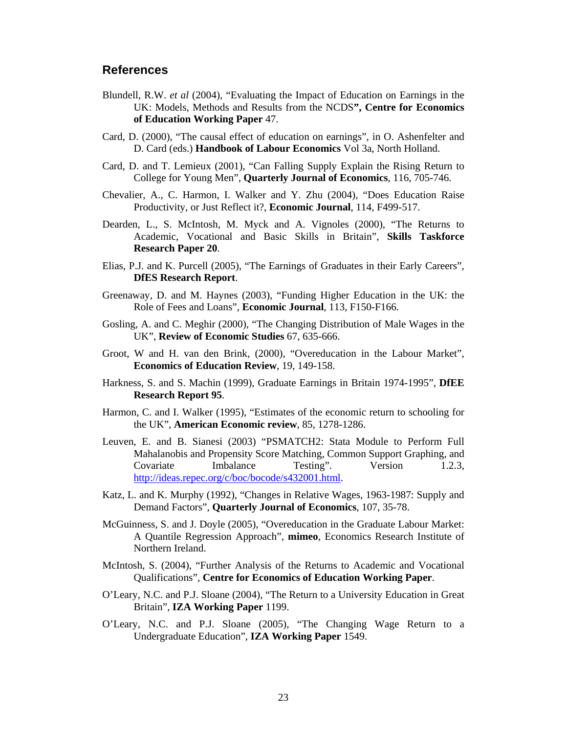## References

Blundell, R.W. *et al* (2004), "Evaluating the Impact of Education on Earnings in the UK: Models, Methods and Results from the NCDS**", Centre for Economics of Education Working Paper** 47.

Card, D. (2000), "The causal effect of education on earnings", in O. Ashenfelter and D. Card (eds.) **Handbook of Labour Economics** Vol 3a, North Holland.

Card, D. and T. Lemieux (2001), "Can Falling Supply Explain the Rising Return to College for Young Men", **Quarterly Journal of Economics**, 116, 705-746.

Chevalier, A., C. Harmon, I. Walker and Y. Zhu (2004), "Does Education Raise Productivity, or Just Reflect it?, **Economic Journal**, 114, F499-517.

Dearden, L., S. McIntosh, M. Myck and A. Vignoles (2000), "The Returns to Academic, Vocational and Basic Skills in Britain", **Skills Taskforce Research Paper 20**.

Elias, P.J. and K. Purcell (2005), "The Earnings of Graduates in their Early Careers", **DfES Research Report**.

Greenaway, D. and M. Haynes (2003), "Funding Higher Education in the UK: the Role of Fees and Loans", **Economic Journal**, 113, F150-F166.

Gosling, A. and C. Meghir (2000), "The Changing Distribution of Male Wages in the UK", **Review of Economic Studies** 67, 635-666.

Groot, W and H. van den Brink, (2000), "Overeducation in the Labour Market", **Economics of Education Review**, 19, 149-158.

Harkness, S. and S. Machin (1999), Graduate Earnings in Britain 1974-1995", **DfEE Research Report 95**.

Harmon, C. and I. Walker (1995), "Estimates of the economic return to schooling for the UK", **American Economic review**, 85, 1278-1286.

Leuven, E. and B. Sianesi (2003) "PSMATCH2: Stata Module to Perform Full Mahalanobis and Propensity Score Matching, Common Support Graphing, and Covariate Imbalance Testing". Version 1.2.3, http://ideas.repec.org/c/boc/bocode/s432001.html.

Katz, L. and K. Murphy (1992), "Changes in Relative Wages, 1963-1987: Supply and Demand Factors", **Quarterly Journal of Economics**, 107, 35-78.

McGuinness, S. and J. Doyle (2005), "Overeducation in the Graduate Labour Market: A Quantile Regression Approach", **mimeo**, Economics Research Institute of Northern Ireland.

McIntosh, S. (2004), "Further Analysis of the Returns to Academic and Vocational Qualifications", **Centre for Economics of Education Working Paper**.

O'Leary, N.C. and P.J. Sloane (2004), "The Return to a University Education in Great Britain", **IZA Working Paper** 1199.

O'Leary, N.C. and P.J. Sloane (2005), "The Changing Wage Return to a Undergraduate Education", **IZA Working Paper** 1549.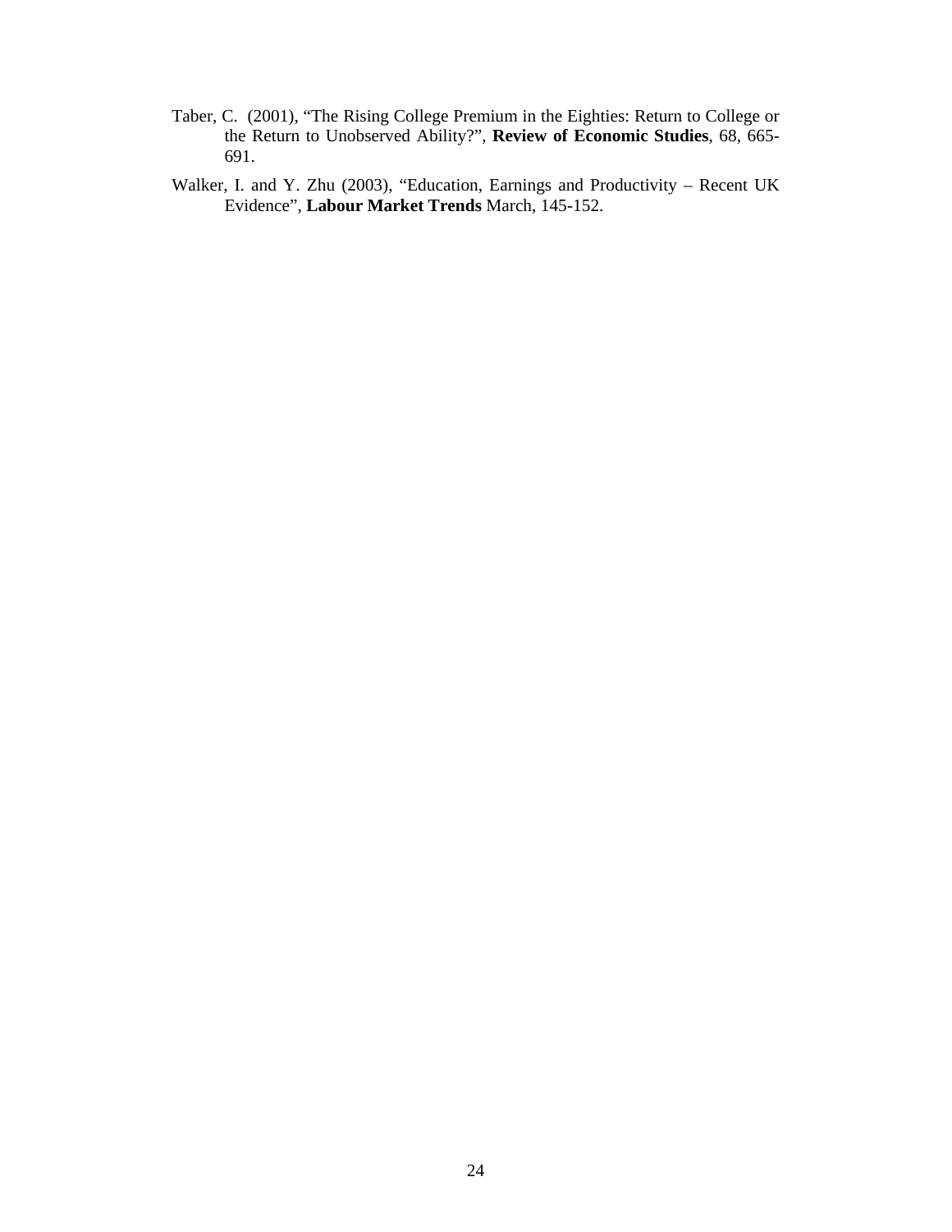Taber, C. (2001), "The Rising College Premium in the Eighties: Return to College or the Return to Unobserved Ability?", **Review of Economic Studies**, 68, 665-691.

Walker, I. and Y. Zhu (2003), "Education, Earnings and Productivity – Recent UK Evidence", **Labour Market Trends** March, 145-152.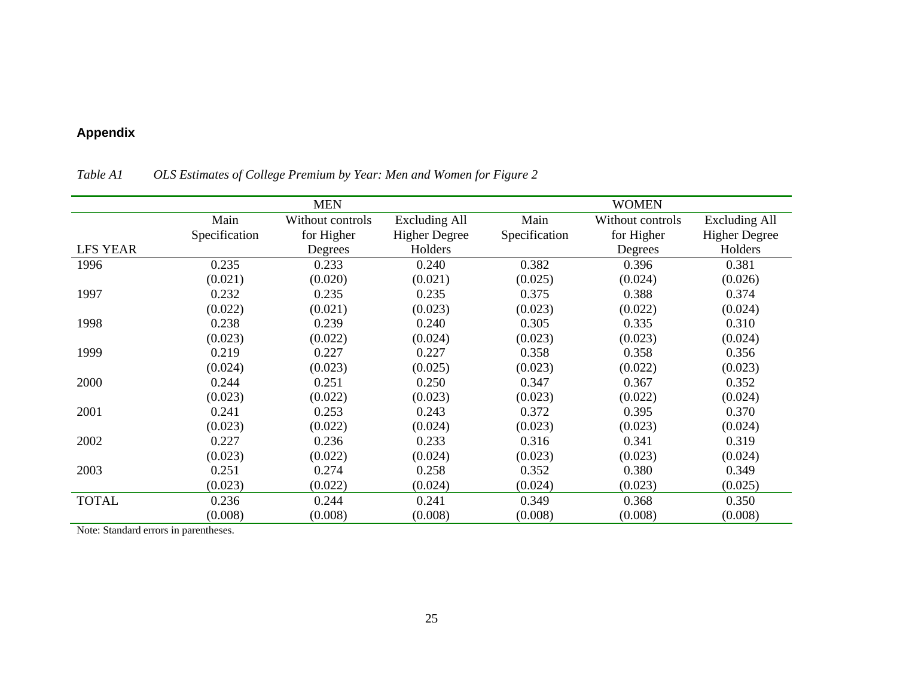## Appendix

*Table A1 OLS Estimates of College Premium by Year: Men and Women for Figure 2*

| | MEN | | | WOMEN | | |
|---|---|---|---|---|---|---|
| LFS YEAR | Main Specification | Without controls for Higher Degrees | Excluding All Higher Degree Holders | Main Specification | Without controls for Higher Degrees | Excluding All Higher Degree Holders |
| 1996 | 0.235 | 0.233 | 0.240 | 0.382 | 0.396 | 0.381 |
| | (0.021) | (0.020) | (0.021) | (0.025) | (0.024) | (0.026) |
| 1997 | 0.232 | 0.235 | 0.235 | 0.375 | 0.388 | 0.374 |
| | (0.022) | (0.021) | (0.023) | (0.023) | (0.022) | (0.024) |
| 1998 | 0.238 | 0.239 | 0.240 | 0.305 | 0.335 | 0.310 |
| | (0.023) | (0.022) | (0.024) | (0.023) | (0.023) | (0.024) |
| 1999 | 0.219 | 0.227 | 0.227 | 0.358 | 0.358 | 0.356 |
| | (0.024) | (0.023) | (0.025) | (0.023) | (0.022) | (0.023) |
| 2000 | 0.244 | 0.251 | 0.250 | 0.347 | 0.367 | 0.352 |
| | (0.023) | (0.022) | (0.023) | (0.023) | (0.022) | (0.024) |
| 2001 | 0.241 | 0.253 | 0.243 | 0.372 | 0.395 | 0.370 |
| | (0.023) | (0.022) | (0.024) | (0.023) | (0.023) | (0.024) |
| 2002 | 0.227 | 0.236 | 0.233 | 0.316 | 0.341 | 0.319 |
| | (0.023) | (0.022) | (0.024) | (0.023) | (0.023) | (0.024) |
| 2003 | 0.251 | 0.274 | 0.258 | 0.352 | 0.380 | 0.349 |
| | (0.023) | (0.022) | (0.024) | (0.024) | (0.023) | (0.025) |
| TOTAL | 0.236 | 0.244 | 0.241 | 0.349 | 0.368 | 0.350 |
| | (0.008) | (0.008) | (0.008) | (0.008) | (0.008) | (0.008) |

Note: Standard errors in parentheses.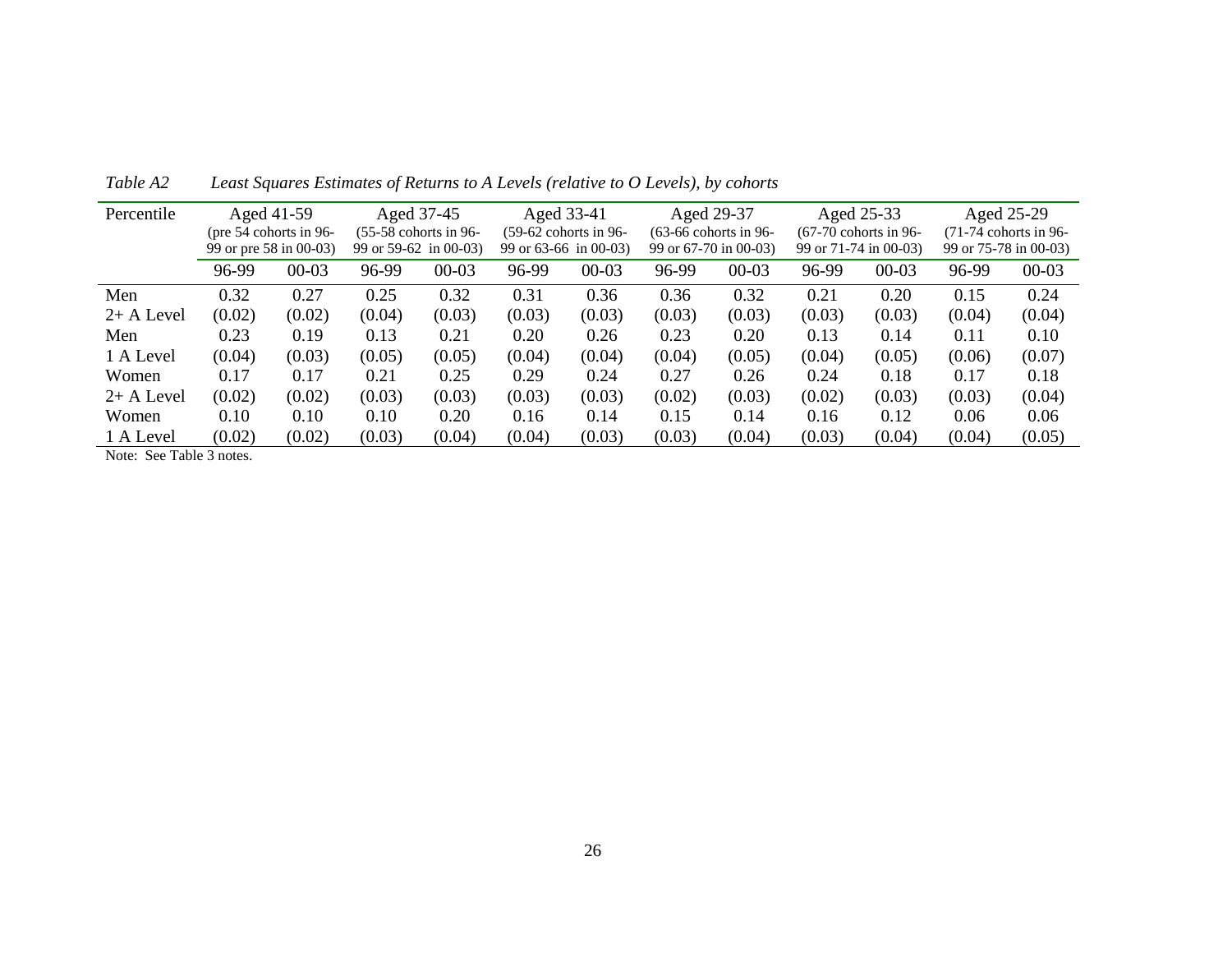*Table A2 Least Squares Estimates of Returns to A Levels (relative to O Levels), by cohorts*

| Percentile | Aged 41-59 (pre 54 cohorts in 96-99 or pre 58 in 00-03) | | Aged 37-45 (55-58 cohorts in 96-99 or 59-62 in 00-03) | | Aged 33-41 (59-62 cohorts in 96-99 or 63-66 in 00-03) | | Aged 29-37 (63-66 cohorts in 96-99 or 67-70 in 00-03) | | Aged 25-33 (67-70 cohorts in 96-99 or 71-74 in 00-03) | | Aged 25-29 (71-74 cohorts in 96-99 or 75-78 in 00-03) | |
|---|---|---|---|---|---|---|---|---|---|---|---|---|
| | 96-99 | 00-03 | 96-99 | 00-03 | 96-99 | 00-03 | 96-99 | 00-03 | 96-99 | 00-03 | 96-99 | 00-03 |
| Men | 0.32 | 0.27 | 0.25 | 0.32 | 0.31 | 0.36 | 0.36 | 0.32 | 0.21 | 0.20 | 0.15 | 0.24 |
| 2+ A Level | (0.02) | (0.02) | (0.04) | (0.03) | (0.03) | (0.03) | (0.03) | (0.03) | (0.03) | (0.03) | (0.04) | (0.04) |
| Men | 0.23 | 0.19 | 0.13 | 0.21 | 0.20 | 0.26 | 0.23 | 0.20 | 0.13 | 0.14 | 0.11 | 0.10 |
| 1 A Level | (0.04) | (0.03) | (0.05) | (0.05) | (0.04) | (0.04) | (0.04) | (0.05) | (0.04) | (0.05) | (0.06) | (0.07) |
| Women | 0.17 | 0.17 | 0.21 | 0.25 | 0.29 | 0.24 | 0.27 | 0.26 | 0.24 | 0.18 | 0.17 | 0.18 |
| 2+ A Level | (0.02) | (0.02) | (0.03) | (0.03) | (0.03) | (0.03) | (0.02) | (0.03) | (0.02) | (0.03) | (0.03) | (0.04) |
| Women | 0.10 | 0.10 | 0.10 | 0.20 | 0.16 | 0.14 | 0.15 | 0.14 | 0.16 | 0.12 | 0.06 | 0.06 |
| 1 A Level | (0.02) | (0.02) | (0.03) | (0.04) | (0.04) | (0.03) | (0.03) | (0.04) | (0.03) | (0.04) | (0.04) | (0.05) |

Note: See Table 3 notes.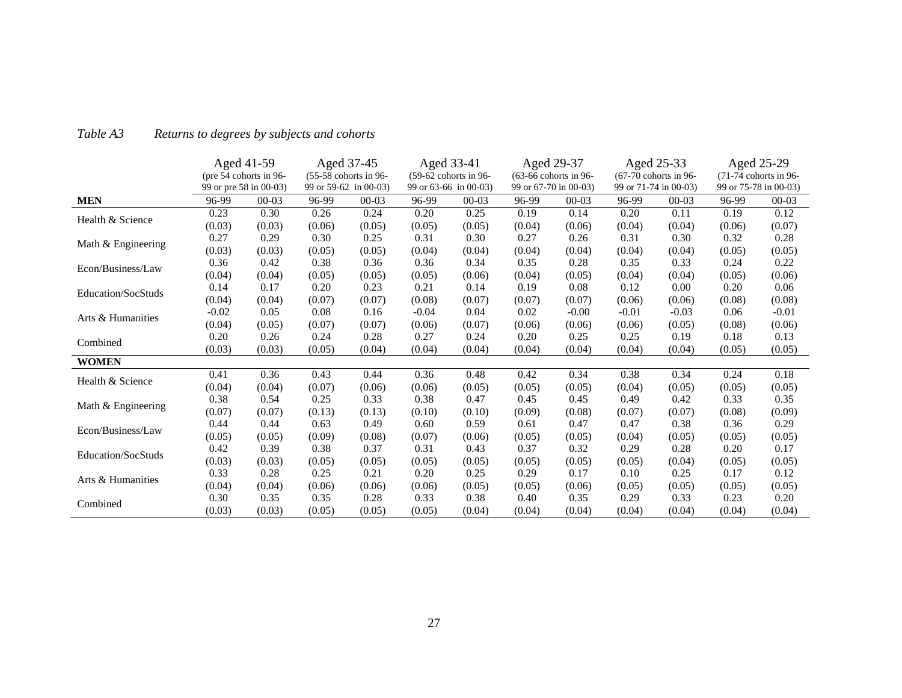*Table A3 Returns to degrees by subjects and cohorts*

| | Aged 41-59 (pre 54 cohorts in 96-99 or pre 58 in 00-03) | | Aged 37-45 (55-58 cohorts in 96-99 or 59-62 in 00-03) | | Aged 33-41 (59-62 cohorts in 96-99 or 63-66 in 00-03) | | Aged 29-37 (63-66 cohorts in 96-99 or 67-70 in 00-03) | | Aged 25-33 (67-70 cohorts in 96-99 or 71-74 in 00-03) | | Aged 25-29 (71-74 cohorts in 96-99 or 75-78 in 00-03) | |
|---|---|---|---|---|---|---|---|---|---|---|---|---|
| **MEN** | 96-99 | 00-03 | 96-99 | 00-03 | 96-99 | 00-03 | 96-99 | 00-03 | 96-99 | 00-03 | 96-99 | 00-03 |
| Health & Science | 0.23 | 0.30 | 0.26 | 0.24 | 0.20 | 0.25 | 0.19 | 0.14 | 0.20 | 0.11 | 0.19 | 0.12 |
| | (0.03) | (0.03) | (0.06) | (0.05) | (0.05) | (0.05) | (0.04) | (0.06) | (0.04) | (0.04) | (0.06) | (0.07) |
| Math & Engineering | 0.27 | 0.29 | 0.30 | 0.25 | 0.31 | 0.30 | 0.27 | 0.26 | 0.31 | 0.30 | 0.32 | 0.28 |
| | (0.03) | (0.03) | (0.05) | (0.05) | (0.04) | (0.04) | (0.04) | (0.04) | (0.04) | (0.04) | (0.05) | (0.05) |
| Econ/Business/Law | 0.36 | 0.42 | 0.38 | 0.36 | 0.36 | 0.34 | 0.35 | 0.28 | 0.35 | 0.33 | 0.24 | 0.22 |
| | (0.04) | (0.04) | (0.05) | (0.05) | (0.05) | (0.06) | (0.04) | (0.05) | (0.04) | (0.04) | (0.05) | (0.06) |
| Education/SocStuds | 0.14 | 0.17 | 0.20 | 0.23 | 0.21 | 0.14 | 0.19 | 0.08 | 0.12 | 0.00 | 0.20 | 0.06 |
| | (0.04) | (0.04) | (0.07) | (0.07) | (0.08) | (0.07) | (0.07) | (0.07) | (0.06) | (0.06) | (0.08) | (0.08) |
| Arts & Humanities | -0.02 | 0.05 | 0.08 | 0.16 | -0.04 | 0.04 | 0.02 | -0.00 | -0.01 | -0.03 | 0.06 | -0.01 |
| | (0.04) | (0.05) | (0.07) | (0.07) | (0.06) | (0.07) | (0.06) | (0.06) | (0.06) | (0.05) | (0.08) | (0.06) |
| Combined | 0.20 | 0.26 | 0.24 | 0.28 | 0.27 | 0.24 | 0.20 | 0.25 | 0.25 | 0.19 | 0.18 | 0.13 |
| | (0.03) | (0.03) | (0.05) | (0.04) | (0.04) | (0.04) | (0.04) | (0.04) | (0.04) | (0.04) | (0.05) | (0.05) |
| **WOMEN** | | | | | | | | | | | | |
| Health & Science | 0.41 | 0.36 | 0.43 | 0.44 | 0.36 | 0.48 | 0.42 | 0.34 | 0.38 | 0.34 | 0.24 | 0.18 |
| | (0.04) | (0.04) | (0.07) | (0.06) | (0.06) | (0.05) | (0.05) | (0.05) | (0.04) | (0.05) | (0.05) | (0.05) |
| Math & Engineering | 0.38 | 0.54 | 0.25 | 0.33 | 0.38 | 0.47 | 0.45 | 0.45 | 0.49 | 0.42 | 0.33 | 0.35 |
| | (0.07) | (0.07) | (0.13) | (0.13) | (0.10) | (0.10) | (0.09) | (0.08) | (0.07) | (0.07) | (0.08) | (0.09) |
| Econ/Business/Law | 0.44 | 0.44 | 0.63 | 0.49 | 0.60 | 0.59 | 0.61 | 0.47 | 0.47 | 0.38 | 0.36 | 0.29 |
| | (0.05) | (0.05) | (0.09) | (0.08) | (0.07) | (0.06) | (0.05) | (0.05) | (0.04) | (0.05) | (0.05) | (0.05) |
| Education/SocStuds | 0.42 | 0.39 | 0.38 | 0.37 | 0.31 | 0.43 | 0.37 | 0.32 | 0.29 | 0.28 | 0.20 | 0.17 |
| | (0.03) | (0.03) | (0.05) | (0.05) | (0.05) | (0.05) | (0.05) | (0.05) | (0.05) | (0.04) | (0.05) | (0.05) |
| Arts & Humanities | 0.33 | 0.28 | 0.25 | 0.21 | 0.20 | 0.25 | 0.29 | 0.17 | 0.10 | 0.25 | 0.17 | 0.12 |
| | (0.04) | (0.04) | (0.06) | (0.06) | (0.06) | (0.05) | (0.05) | (0.06) | (0.05) | (0.05) | (0.05) | (0.05) |
| Combined | 0.30 | 0.35 | 0.35 | 0.28 | 0.33 | 0.38 | 0.40 | 0.35 | 0.29 | 0.33 | 0.23 | 0.20 |
| | (0.03) | (0.03) | (0.05) | (0.05) | (0.05) | (0.04) | (0.04) | (0.04) | (0.04) | (0.04) | (0.04) | (0.04) |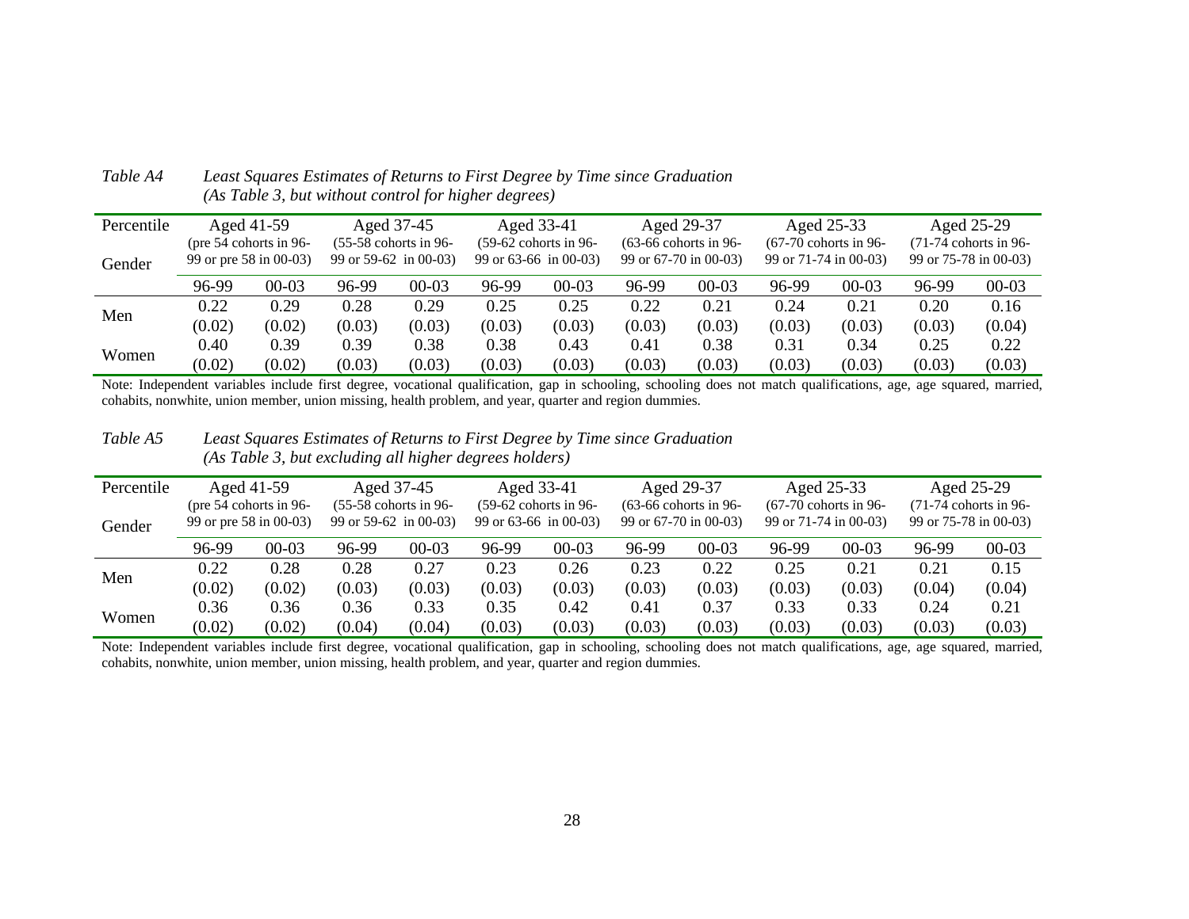*Table A4 Least Squares Estimates of Returns to First Degree by Time since Graduation*
*(As Table 3, but without control for higher degrees)*

| Percentile / Gender | Aged 41-59 (pre 54 cohorts in 96-99 or pre 58 in 00-03) | | Aged 37-45 (55-58 cohorts in 96-99 or 59-62 in 00-03) | | Aged 33-41 (59-62 cohorts in 96-99 or 63-66 in 00-03) | | Aged 29-37 (63-66 cohorts in 96-99 or 67-70 in 00-03) | | Aged 25-33 (67-70 cohorts in 96-99 or 71-74 in 00-03) | | Aged 25-29 (71-74 cohorts in 96-99 or 75-78 in 00-03) | |
|---|---|---|---|---|---|---|---|---|---|---|---|---|
| | 96-99 | 00-03 | 96-99 | 00-03 | 96-99 | 00-03 | 96-99 | 00-03 | 96-99 | 00-03 | 96-99 | 00-03 |
| Men | 0.22 | 0.29 | 0.28 | 0.29 | 0.25 | 0.25 | 0.22 | 0.21 | 0.24 | 0.21 | 0.20 | 0.16 |
| | (0.02) | (0.02) | (0.03) | (0.03) | (0.03) | (0.03) | (0.03) | (0.03) | (0.03) | (0.03) | (0.03) | (0.04) |
| Women | 0.40 | 0.39 | 0.39 | 0.38 | 0.38 | 0.43 | 0.41 | 0.38 | 0.31 | 0.34 | 0.25 | 0.22 |
| | (0.02) | (0.02) | (0.03) | (0.03) | (0.03) | (0.03) | (0.03) | (0.03) | (0.03) | (0.03) | (0.03) | (0.03) |

Note: Independent variables include first degree, vocational qualification, gap in schooling, schooling does not match qualifications, age, age squared, married, cohabits, nonwhite, union member, union missing, health problem, and year, quarter and region dummies.

*Table A5 Least Squares Estimates of Returns to First Degree by Time since Graduation*
*(As Table 3, but excluding all higher degrees holders)*

| Percentile / Gender | Aged 41-59 (pre 54 cohorts in 96-99 or pre 58 in 00-03) | | Aged 37-45 (55-58 cohorts in 96-99 or 59-62 in 00-03) | | Aged 33-41 (59-62 cohorts in 96-99 or 63-66 in 00-03) | | Aged 29-37 (63-66 cohorts in 96-99 or 67-70 in 00-03) | | Aged 25-33 (67-70 cohorts in 96-99 or 71-74 in 00-03) | | Aged 25-29 (71-74 cohorts in 96-99 or 75-78 in 00-03) | |
|---|---|---|---|---|---|---|---|---|---|---|---|---|
| | 96-99 | 00-03 | 96-99 | 00-03 | 96-99 | 00-03 | 96-99 | 00-03 | 96-99 | 00-03 | 96-99 | 00-03 |
| Men | 0.22 | 0.28 | 0.28 | 0.27 | 0.23 | 0.26 | 0.23 | 0.22 | 0.25 | 0.21 | 0.21 | 0.15 |
| | (0.02) | (0.02) | (0.03) | (0.03) | (0.03) | (0.03) | (0.03) | (0.03) | (0.03) | (0.03) | (0.04) | (0.04) |
| Women | 0.36 | 0.36 | 0.36 | 0.33 | 0.35 | 0.42 | 0.41 | 0.37 | 0.33 | 0.33 | 0.24 | 0.21 |
| | (0.02) | (0.02) | (0.04) | (0.04) | (0.03) | (0.03) | (0.03) | (0.03) | (0.03) | (0.03) | (0.03) | (0.03) |

Note: Independent variables include first degree, vocational qualification, gap in schooling, schooling does not match qualifications, age, age squared, married, cohabits, nonwhite, union member, union missing, health problem, and year, quarter and region dummies.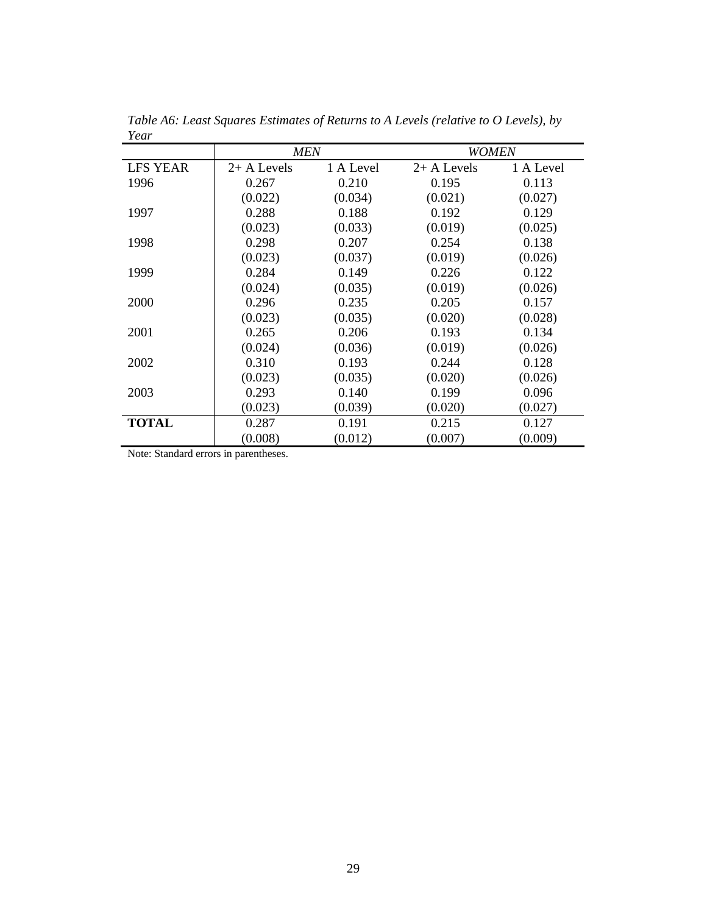*Table A6: Least Squares Estimates of Returns to A Levels (relative to O Levels), by Year*

| | *MEN* | | *WOMEN* | |
|---|---|---|---|---|
| LFS YEAR | 2+ A Levels | 1 A Level | 2+ A Levels | 1 A Level |
| 1996 | 0.267 | 0.210 | 0.195 | 0.113 |
| | (0.022) | (0.034) | (0.021) | (0.027) |
| 1997 | 0.288 | 0.188 | 0.192 | 0.129 |
| | (0.023) | (0.033) | (0.019) | (0.025) |
| 1998 | 0.298 | 0.207 | 0.254 | 0.138 |
| | (0.023) | (0.037) | (0.019) | (0.026) |
| 1999 | 0.284 | 0.149 | 0.226 | 0.122 |
| | (0.024) | (0.035) | (0.019) | (0.026) |
| 2000 | 0.296 | 0.235 | 0.205 | 0.157 |
| | (0.023) | (0.035) | (0.020) | (0.028) |
| 2001 | 0.265 | 0.206 | 0.193 | 0.134 |
| | (0.024) | (0.036) | (0.019) | (0.026) |
| 2002 | 0.310 | 0.193 | 0.244 | 0.128 |
| | (0.023) | (0.035) | (0.020) | (0.026) |
| 2003 | 0.293 | 0.140 | 0.199 | 0.096 |
| | (0.023) | (0.039) | (0.020) | (0.027) |
| **TOTAL** | 0.287 | 0.191 | 0.215 | 0.127 |
| | (0.008) | (0.012) | (0.007) | (0.009) |

Note: Standard errors in parentheses.